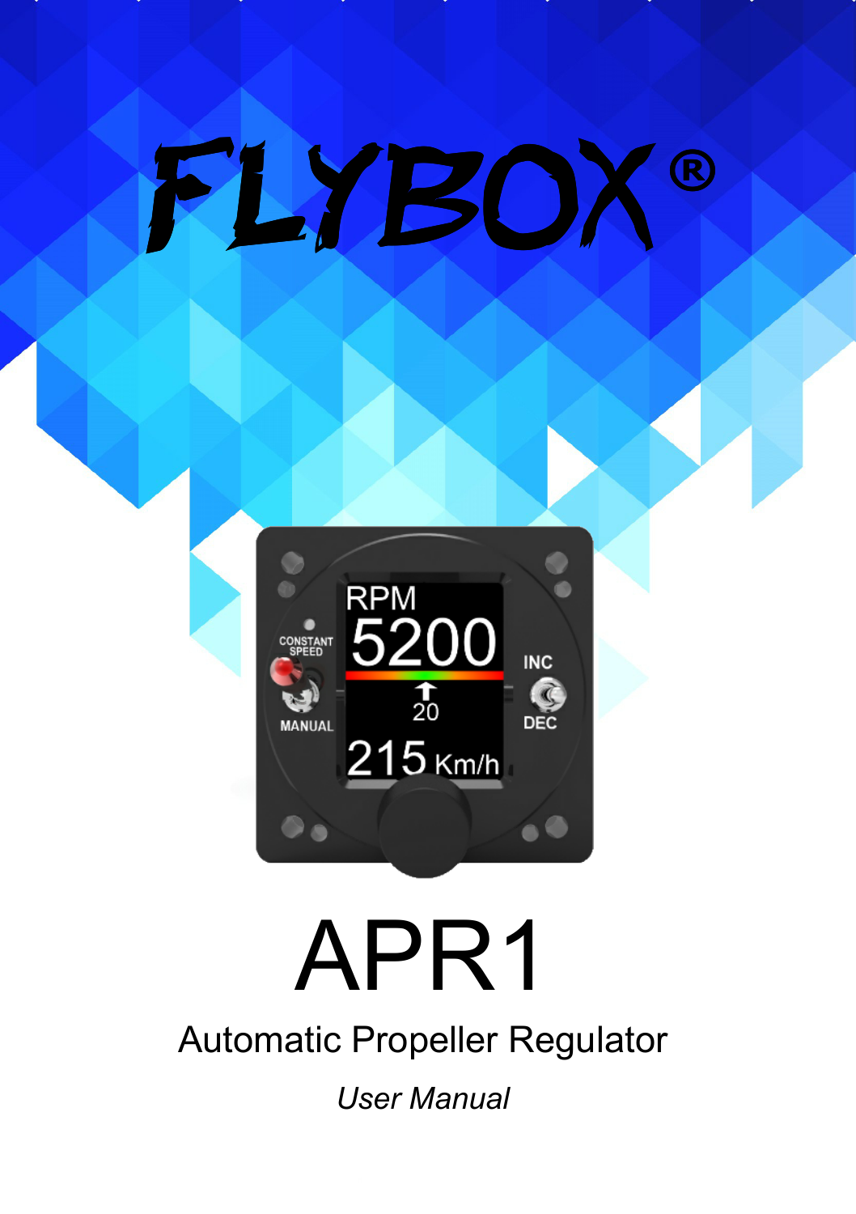# FLYBOX®

# APR1

## Automatic Propeller Regulator

*User Manual*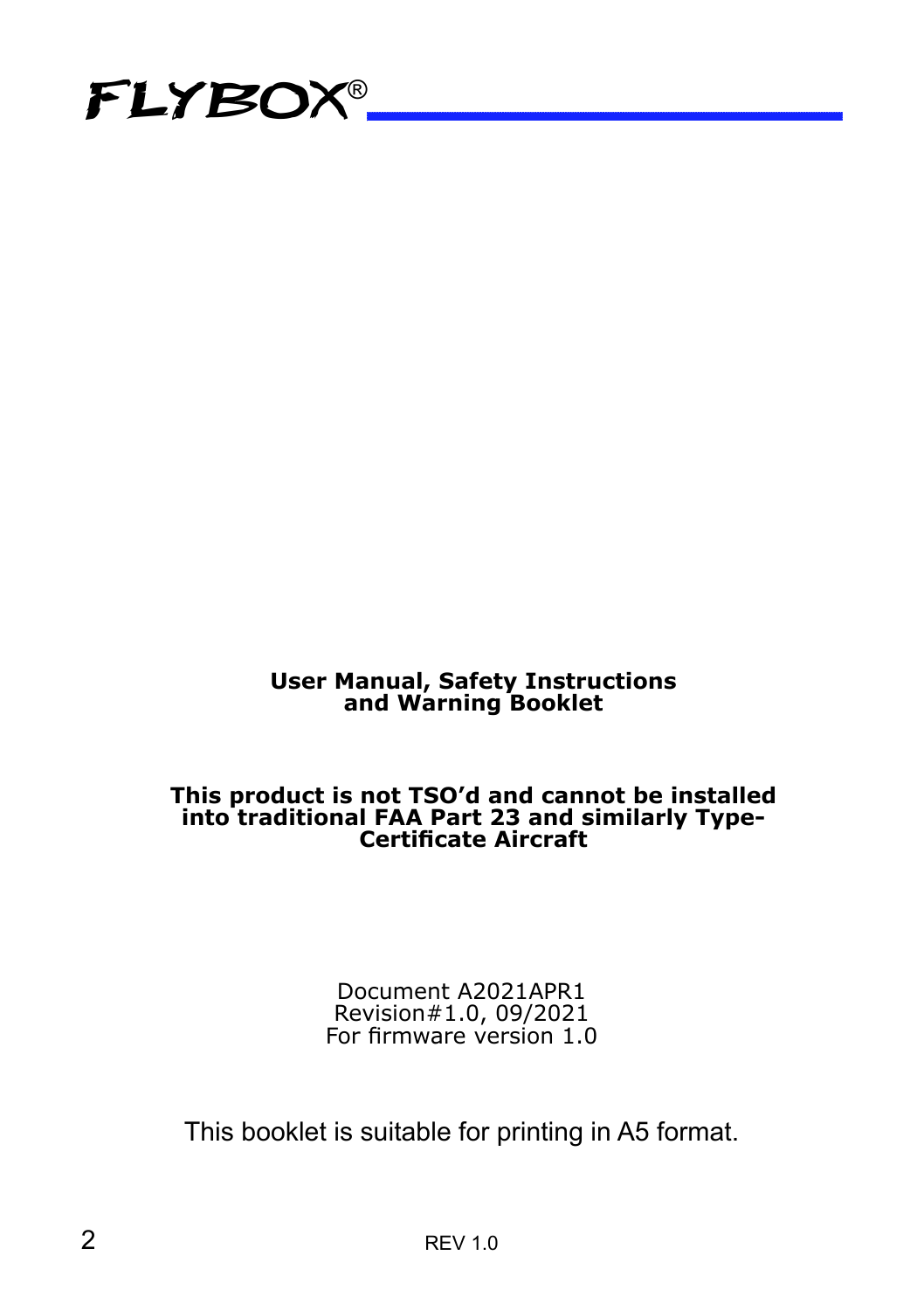FLYBOX®

**User Manual, Safety Instructions and Warning Booklet**

**This product is not TSO'd and cannot be installed into traditional FAA Part 23 and similarly Type-Certificate Aircraft**

Document A2021APR1
Revision#1.0, 09/2021
For firmware version 1.0

This booklet is suitable for printing in A5 format.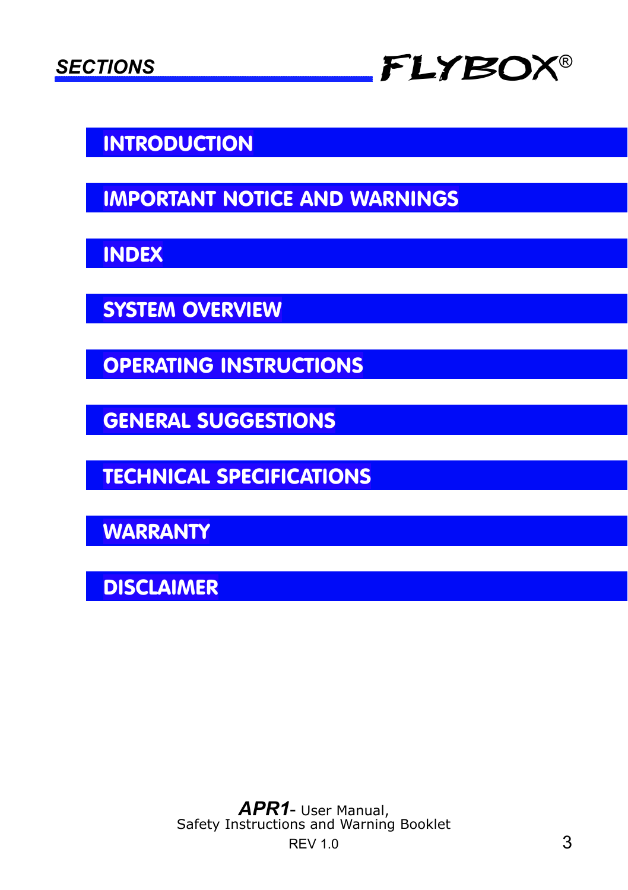# SECTIONS

- INTRODUCTION
- IMPORTANT NOTICE AND WARNINGS
- INDEX
- SYSTEM OVERVIEW
- OPERATING INSTRUCTIONS
- GENERAL SUGGESTIONS
- TECHNICAL SPECIFICATIONS
- WARRANTY
- DISCLAIMER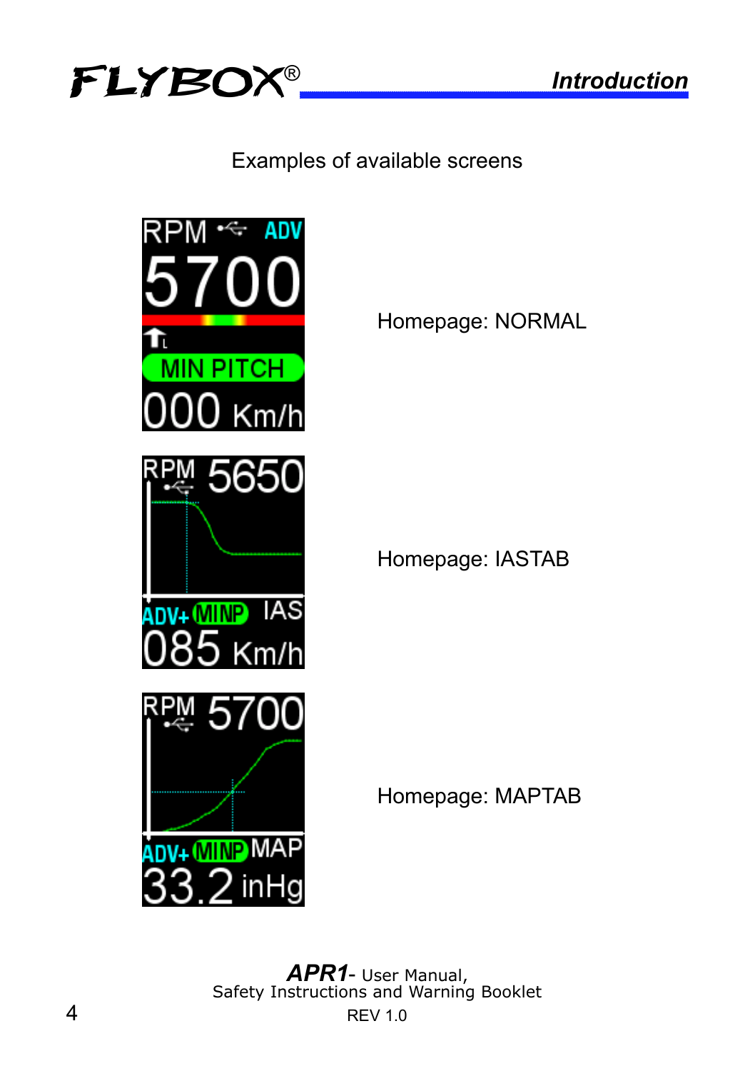Examples of available screens

Homepage: NORMAL

Homepage: IASTAB

Homepage: MAPTAB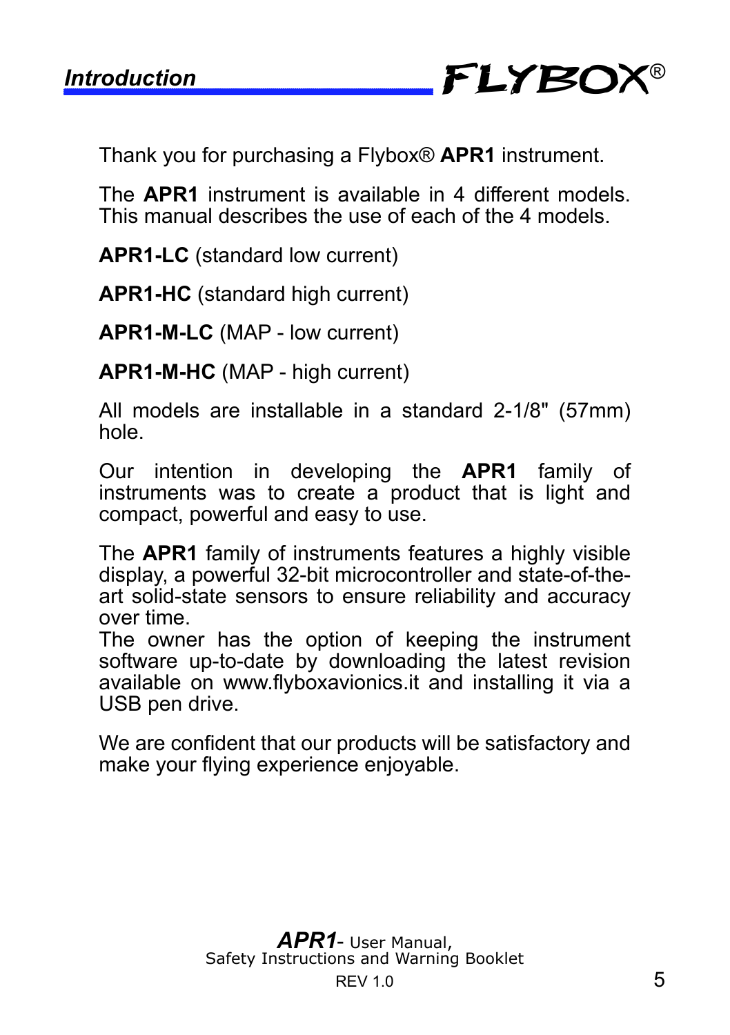## Introduction

Thank you for purchasing a Flybox® **APR1** instrument.

The **APR1** instrument is available in 4 different models. This manual describes the use of each of the 4 models.

**APR1-LC** (standard low current)

**APR1-HC** (standard high current)

**APR1-M-LC** (MAP - low current)

**APR1-M-HC** (MAP - high current)

All models are installable in a standard 2-1/8" (57mm) hole.

Our intention in developing the **APR1** family of instruments was to create a product that is light and compact, powerful and easy to use.

The **APR1** family of instruments features a highly visible display, a powerful 32-bit microcontroller and state-of-the-art solid-state sensors to ensure reliability and accuracy over time.
The owner has the option of keeping the instrument software up-to-date by downloading the latest revision available on www.flyboxavionics.it and installing it via a USB pen drive.

We are confident that our products will be satisfactory and make your flying experience enjoyable.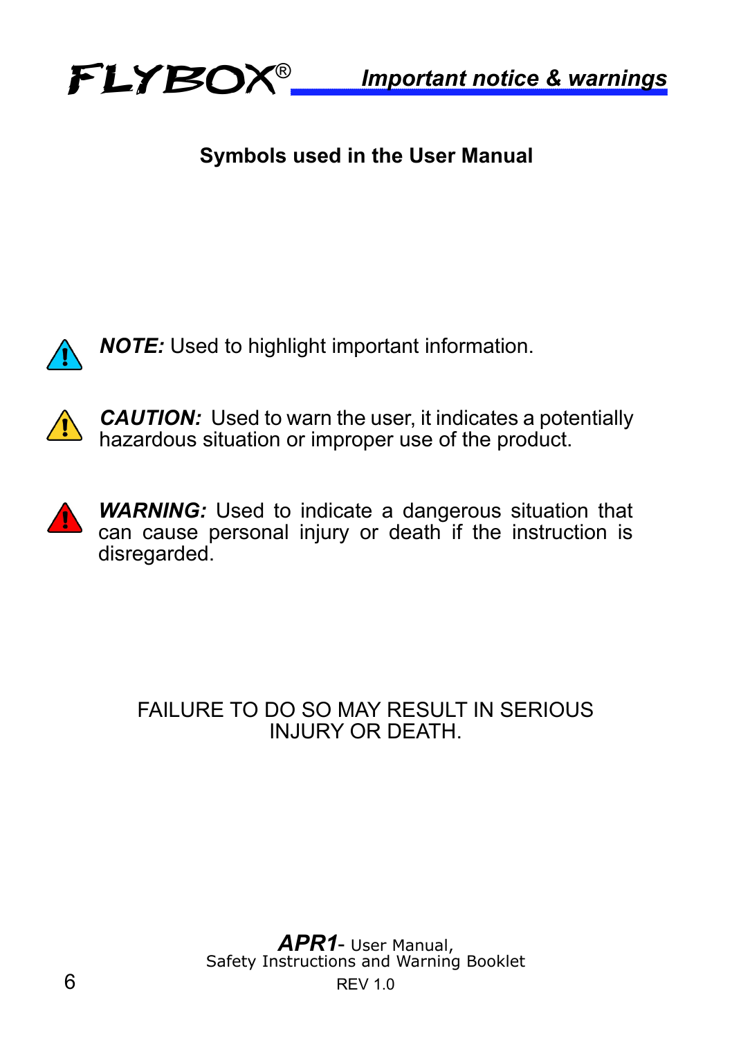## Symbols used in the User Manual

***NOTE:*** Used to highlight important information.

***CAUTION:*** Used to warn the user, it indicates a potentially hazardous situation or improper use of the product.

***WARNING:*** Used to indicate a dangerous situation that can cause personal injury or death if the instruction is disregarded.

FAILURE TO DO SO MAY RESULT IN SERIOUS INJURY OR DEATH.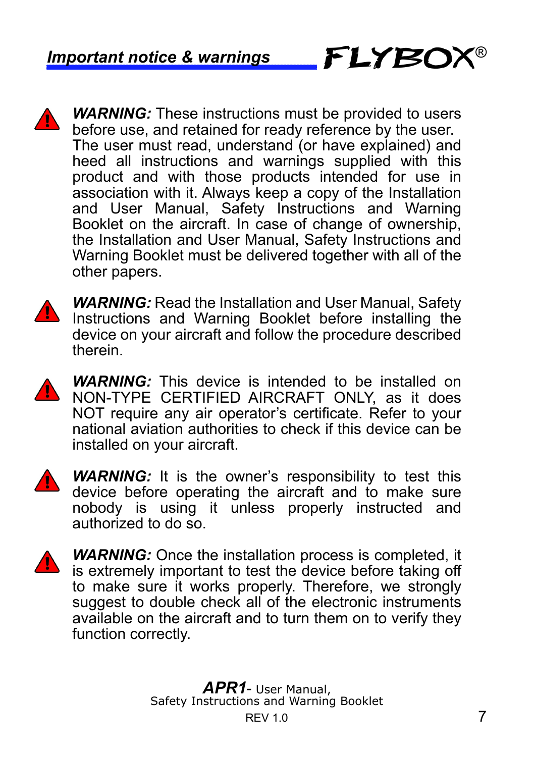## Important notice & warnings

***WARNING:*** These instructions must be provided to users before use, and retained for ready reference by the user. The user must read, understand (or have explained) and heed all instructions and warnings supplied with this product and with those products intended for use in association with it. Always keep a copy of the Installation and User Manual, Safety Instructions and Warning Booklet on the aircraft. In case of change of ownership, the Installation and User Manual, Safety Instructions and Warning Booklet must be delivered together with all of the other papers.

***WARNING:*** Read the Installation and User Manual, Safety Instructions and Warning Booklet before installing the device on your aircraft and follow the procedure described therein.

***WARNING:*** This device is intended to be installed on NON-TYPE CERTIFIED AIRCRAFT ONLY, as it does NOT require any air operator's certificate. Refer to your national aviation authorities to check if this device can be installed on your aircraft.

***WARNING:*** It is the owner's responsibility to test this device before operating the aircraft and to make sure nobody is using it unless properly instructed and authorized to do so.

***WARNING:*** Once the installation process is completed, it is extremely important to test the device before taking off to make sure it works properly. Therefore, we strongly suggest to double check all of the electronic instruments available on the aircraft and to turn them on to verify they function correctly.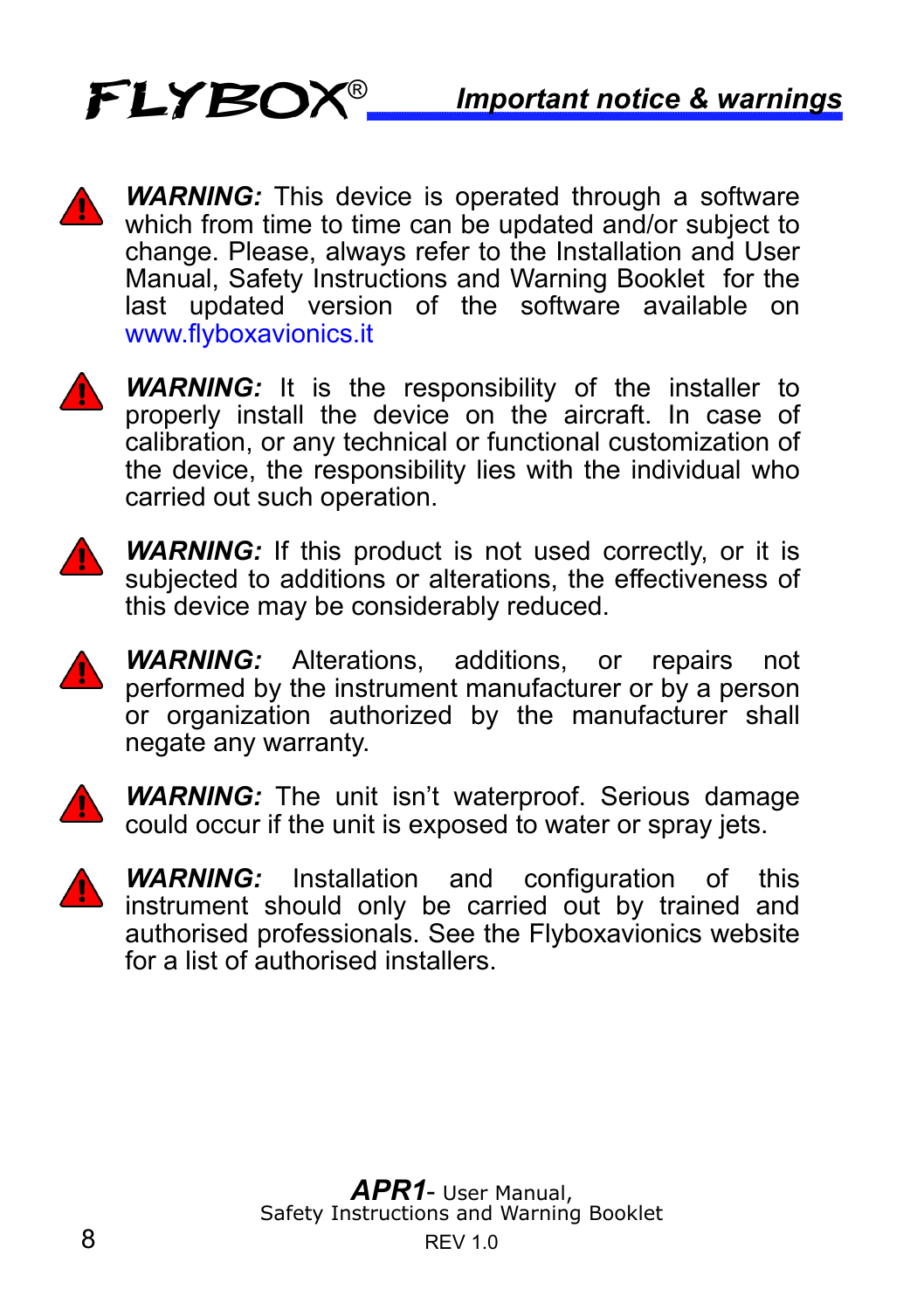## Important notice & warnings

***WARNING:*** This device is operated through a software which from time to time can be updated and/or subject to change. Please, always refer to the Installation and User Manual, Safety Instructions and Warning Booklet for the last updated version of the software available on www.flyboxavionics.it

***WARNING:*** It is the responsibility of the installer to properly install the device on the aircraft. In case of calibration, or any technical or functional customization of the device, the responsibility lies with the individual who carried out such operation.

***WARNING:*** If this product is not used correctly, or it is subjected to additions or alterations, the effectiveness of this device may be considerably reduced.

***WARNING:*** Alterations, additions, or repairs not performed by the instrument manufacturer or by a person or organization authorized by the manufacturer shall negate any warranty.

***WARNING:*** The unit isn't waterproof. Serious damage could occur if the unit is exposed to water or spray jets.

***WARNING:*** Installation and configuration of this instrument should only be carried out by trained and authorised professionals. See the Flyboxavionics website for a list of authorised installers.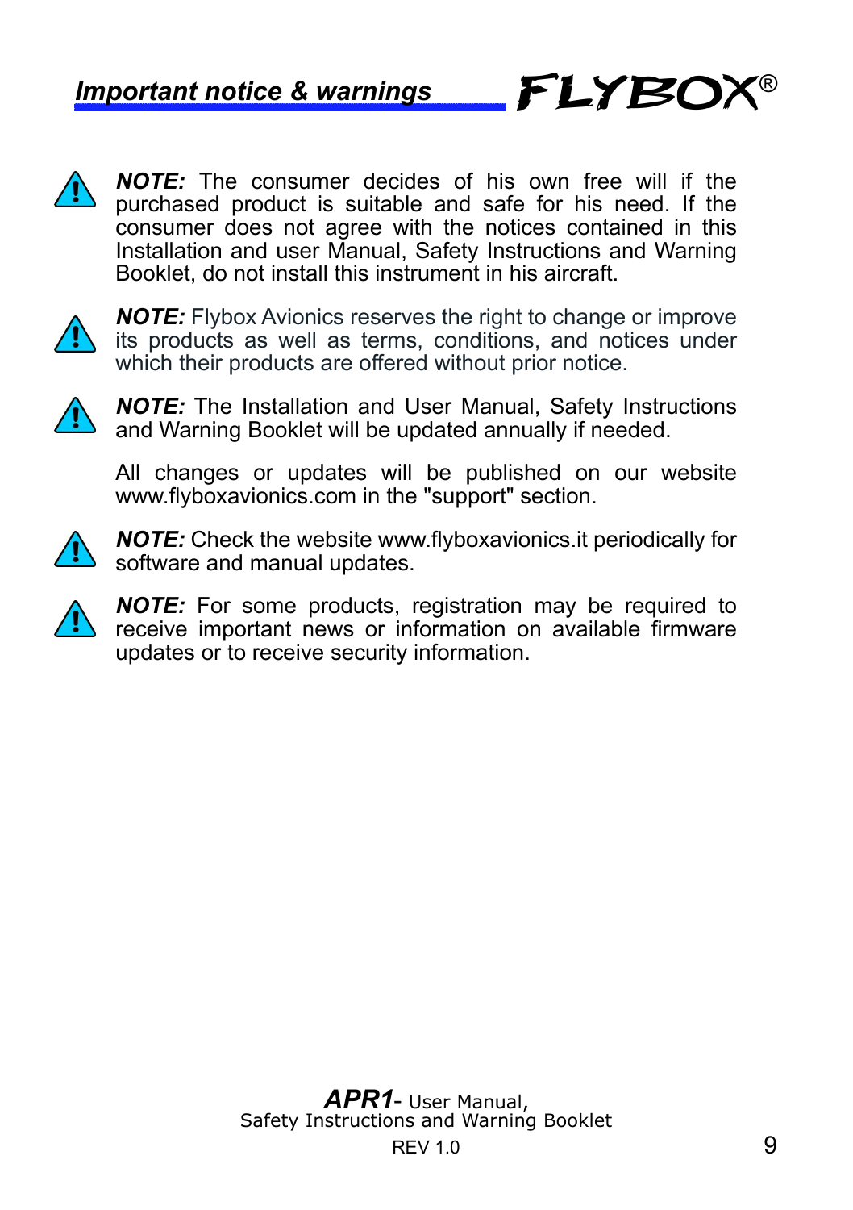## Important notice & warnings

***NOTE:*** The consumer decides of his own free will if the purchased product is suitable and safe for his need. If the consumer does not agree with the notices contained in this Installation and user Manual, Safety Instructions and Warning Booklet, do not install this instrument in his aircraft.

***NOTE:*** Flybox Avionics reserves the right to change or improve its products as well as terms, conditions, and notices under which their products are offered without prior notice.

***NOTE:*** The Installation and User Manual, Safety Instructions and Warning Booklet will be updated annually if needed.

All changes or updates will be published on our website www.flyboxavionics.com in the "support" section.

***NOTE:*** Check the website www.flyboxavionics.it periodically for software and manual updates.

***NOTE:*** For some products, registration may be required to receive important news or information on available firmware updates or to receive security information.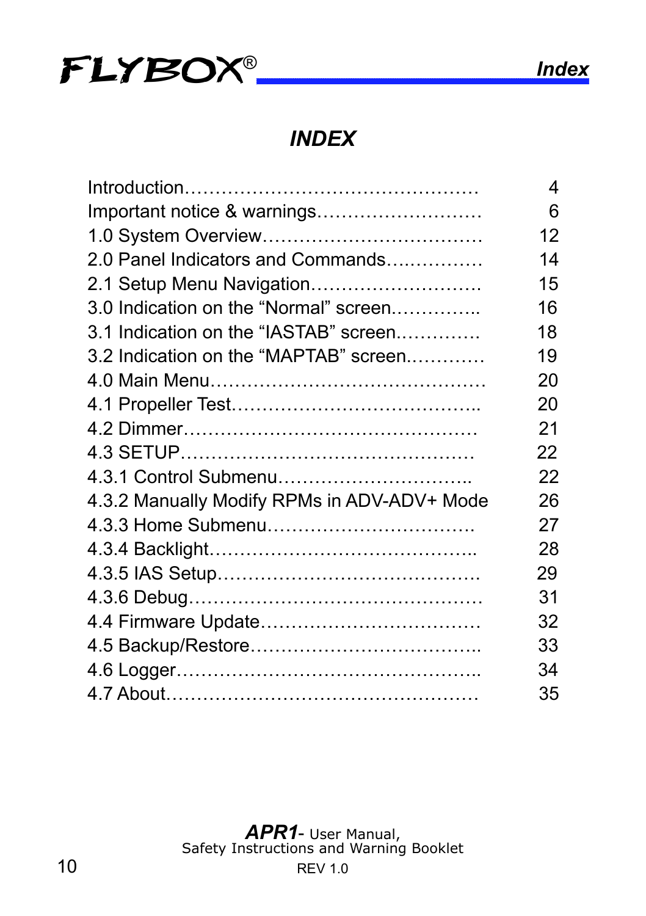# INDEX

| | |
|---|---|
| Introduction………………………………………… | 4 |
| Important notice & warnings……………………… | 6 |
| 1.0 System Overview……………………………… | 12 |
| 2.0 Panel Indicators and Commands…………… | 14 |
| 2.1 Setup Menu Navigation……………………… | 15 |
| 3.0 Indication on the “Normal” screen………….. | 16 |
| 3.1 Indication on the “IASTAB” screen…………. | 18 |
| 3.2 Indication on the “MAPTAB” screen………… | 19 |
| 4.0 Main Menu……………………………………… | 20 |
| 4.1 Propeller Test……………………………….. | 20 |
| 4.2 Dimmer………………………………………… | 21 |
| 4.3 SETUP………………………………………… | 22 |
| 4.3.1 Control Submenu………………………….. | 22 |
| 4.3.2 Manually Modify RPMs in ADV-ADV+ Mode | 26 |
| 4.3.3 Home Submenu……………………………. | 27 |
| 4.3.4 Backlight………………………………….. | 28 |
| 4.3.5 IAS Setup…………………………………… | 29 |
| 4.3.6 Debug………………………………………… | 31 |
| 4.4 Firmware Update……………………………… | 32 |
| 4.5 Backup/Restore……………………………….. | 33 |
| 4.6 Logger………………………………………….. | 34 |
| 4.7 About…………………………………………… | 35 |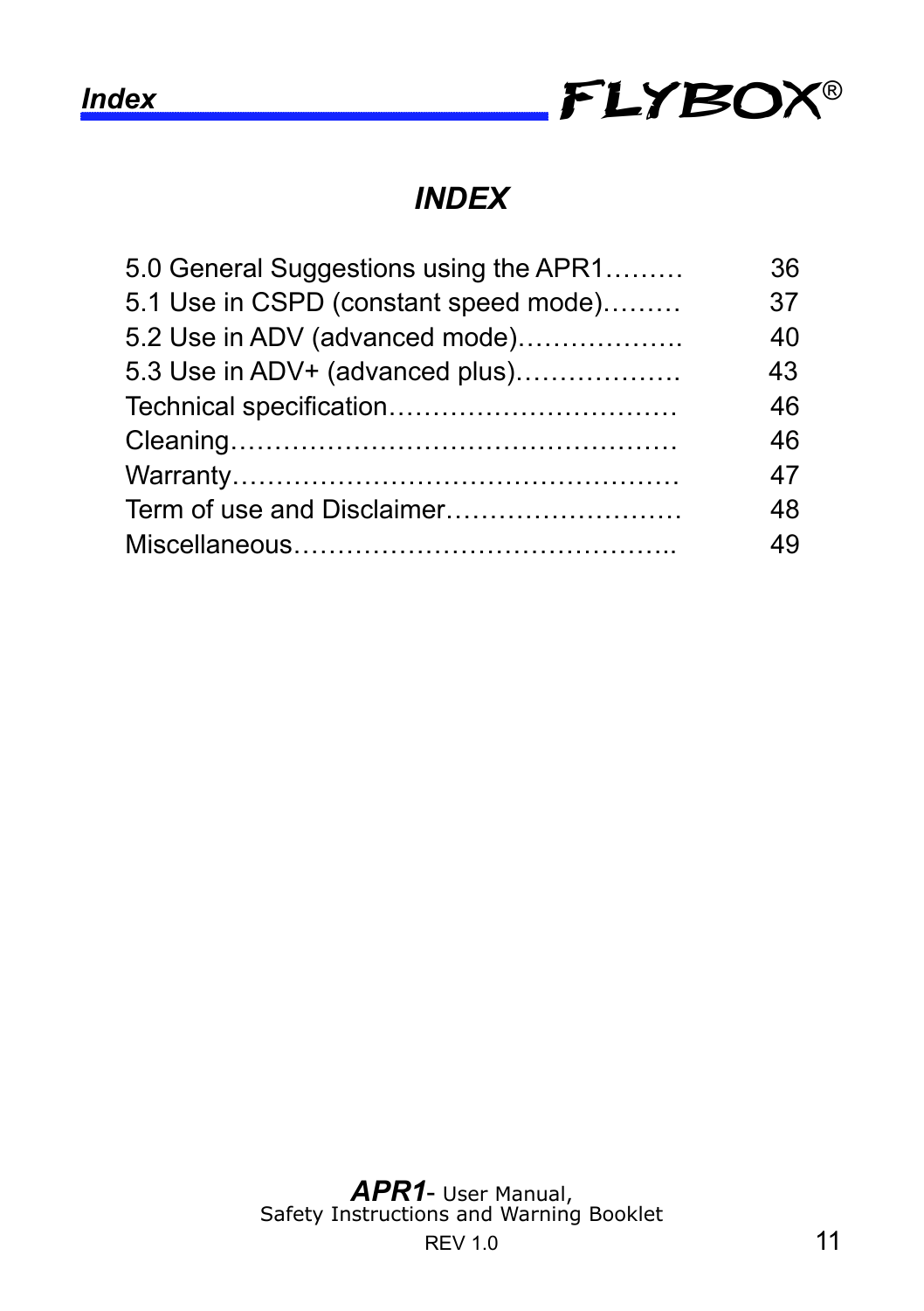# INDEX

5.0 General Suggestions using the APR1……… 36
5.1 Use in CSPD (constant speed mode)……… 37
5.2 Use in ADV (advanced mode)………………. 40
5.3 Use in ADV+ (advanced plus)………………. 43
Technical specification…………………………… 46
Cleaning…………………………………………… 46
Warranty…………………………………………… 47
Term of use and Disclaimer……………………… 48
Miscellaneous…………………………………….. 49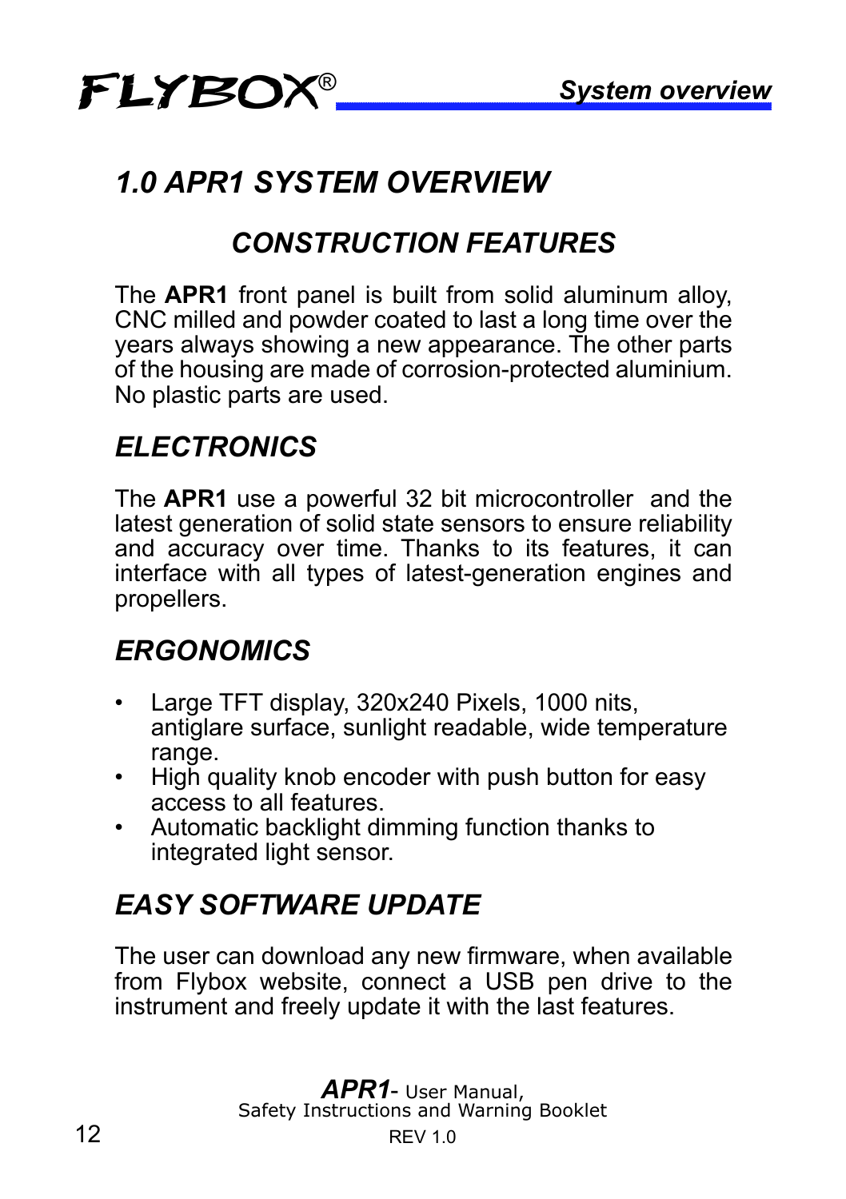# *1.0 APR1 SYSTEM OVERVIEW*

## *CONSTRUCTION FEATURES*

The **APR1** front panel is built from solid aluminum alloy, CNC milled and powder coated to last a long time over the years always showing a new appearance. The other parts of the housing are made of corrosion-protected aluminium. No plastic parts are used.

## *ELECTRONICS*

The **APR1** use a powerful 32 bit microcontroller and the latest generation of solid state sensors to ensure reliability and accuracy over time. Thanks to its features, it can interface with all types of latest-generation engines and propellers.

## *ERGONOMICS*

- Large TFT display, 320x240 Pixels, 1000 nits, antiglare surface, sunlight readable, wide temperature range.
- High quality knob encoder with push button for easy access to all features.
- Automatic backlight dimming function thanks to integrated light sensor.

## *EASY SOFTWARE UPDATE*

The user can download any new firmware, when available from Flybox website, connect a USB pen drive to the instrument and freely update it with the last features.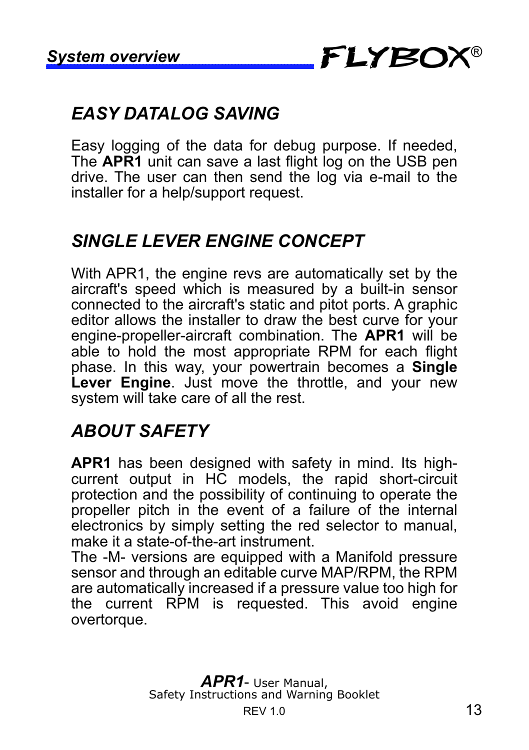## *EASY DATALOG SAVING*

Easy logging of the data for debug purpose. If needed, The **APR1** unit can save a last flight log on the USB pen drive. The user can then send the log via e-mail to the installer for a help/support request.

## *SINGLE LEVER ENGINE CONCEPT*

With APR1, the engine revs are automatically set by the aircraft's speed which is measured by a built-in sensor connected to the aircraft's static and pitot ports. A graphic editor allows the installer to draw the best curve for your engine-propeller-aircraft combination. The **APR1** will be able to hold the most appropriate RPM for each flight phase. In this way, your powertrain becomes a **Single Lever Engine**. Just move the throttle, and your new system will take care of all the rest.

## *ABOUT SAFETY*

**APR1** has been designed with safety in mind. Its high-current output in HC models, the rapid short-circuit protection and the possibility of continuing to operate the propeller pitch in the event of a failure of the internal electronics by simply setting the red selector to manual, make it a state-of-the-art instrument.
The -M- versions are equipped with a Manifold pressure sensor and through an editable curve MAP/RPM, the RPM are automatically increased if a pressure value too high for the current RPM is requested. This avoid engine overtorque.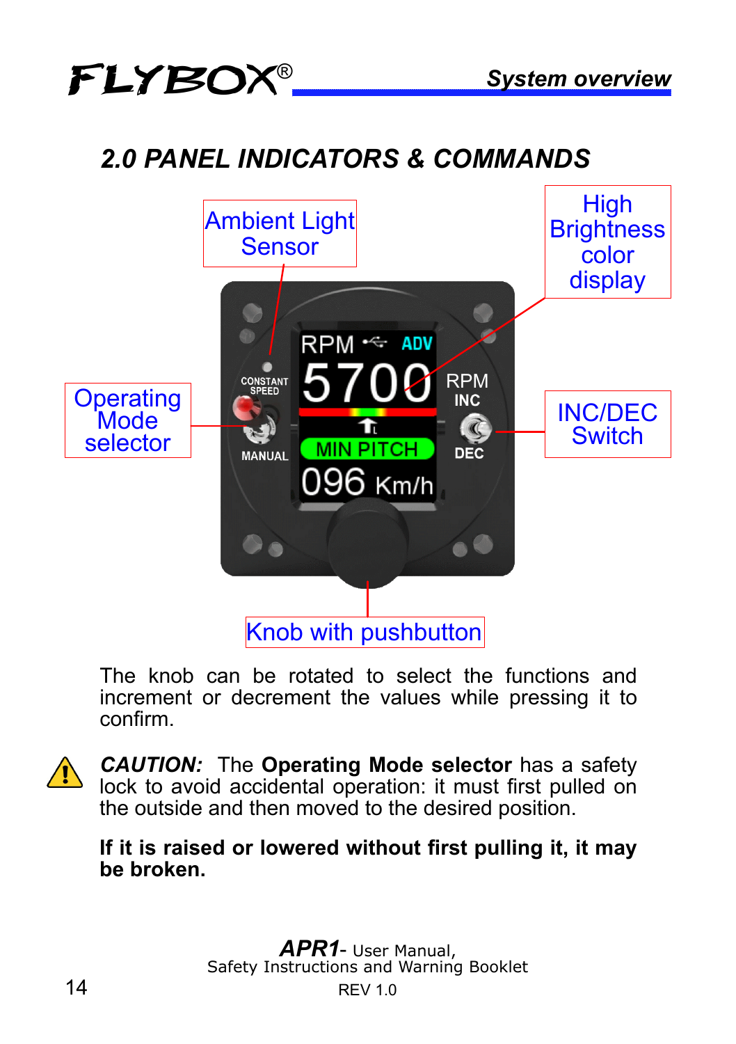## 2.0 PANEL INDICATORS & COMMANDS

Ambient Light Sensor

High Brightness color display

Operating Mode selector

INC/DEC Switch

Knob with pushbutton

The knob can be rotated to select the functions and increment or decrement the values while pressing it to confirm.

***CAUTION:*** The **Operating Mode selector** has a safety lock to avoid accidental operation: it must first pulled on the outside and then moved to the desired position.

**If it is raised or lowered without first pulling it, it may be broken.**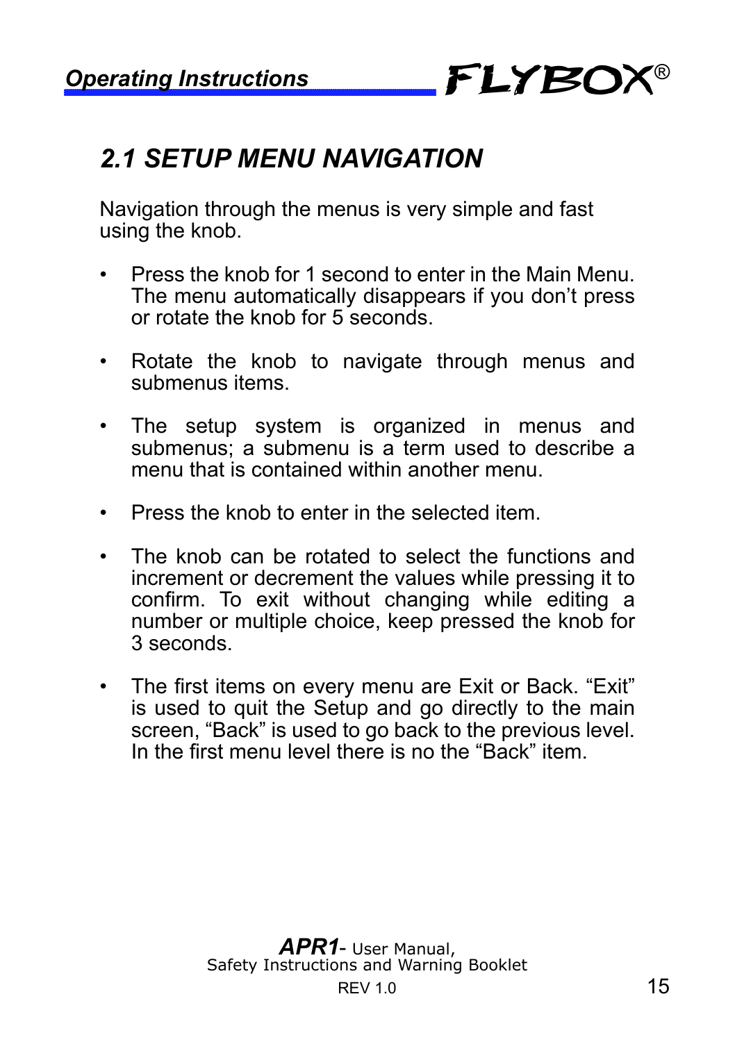## 2.1 SETUP MENU NAVIGATION

Navigation through the menus is very simple and fast using the knob.

- Press the knob for 1 second to enter in the Main Menu. The menu automatically disappears if you don't press or rotate the knob for 5 seconds.
- Rotate the knob to navigate through menus and submenus items.
- The setup system is organized in menus and submenus; a submenu is a term used to describe a menu that is contained within another menu.
- Press the knob to enter in the selected item.
- The knob can be rotated to select the functions and increment or decrement the values while pressing it to confirm. To exit without changing while editing a number or multiple choice, keep pressed the knob for 3 seconds.
- The first items on every menu are Exit or Back. "Exit" is used to quit the Setup and go directly to the main screen, "Back" is used to go back to the previous level. In the first menu level there is no the "Back" item.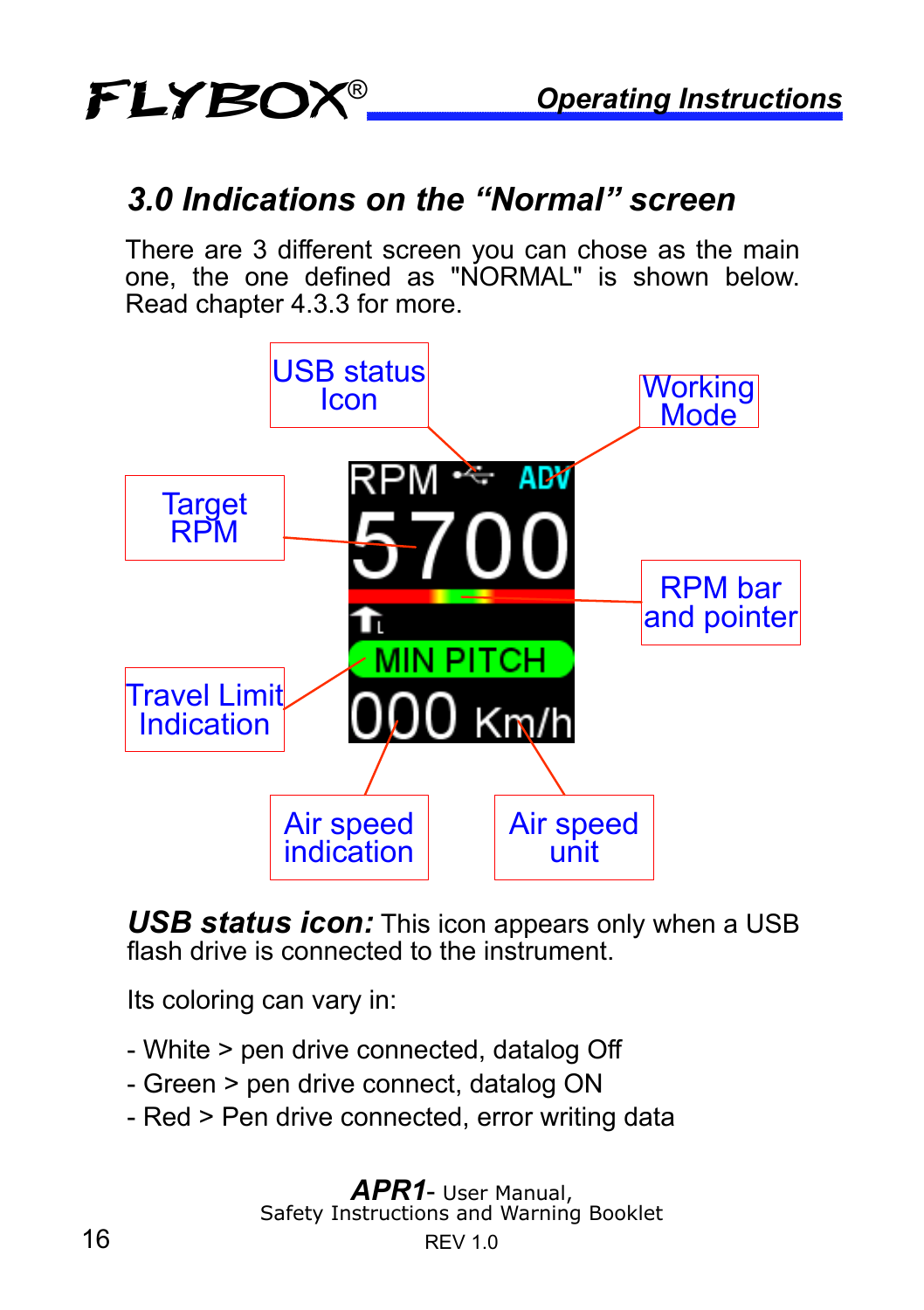### 3.0 Indications on the “Normal” screen

There are 3 different screen you can chose as the main one, the one defined as "NORMAL" is shown below. Read chapter 4.3.3 for more.

USB status Icon

Working Mode

Target RPM

RPM bar and pointer

Travel Limit Indication

Air speed indication

Air speed unit

RPM ADV
5700
MIN PITCH
000 Km/h

***USB status icon:*** This icon appears only when a USB flash drive is connected to the instrument.

Its coloring can vary in:

- White > pen drive connected, datalog Off
- Green > pen drive connect, datalog ON
- Red > Pen drive connected, error writing data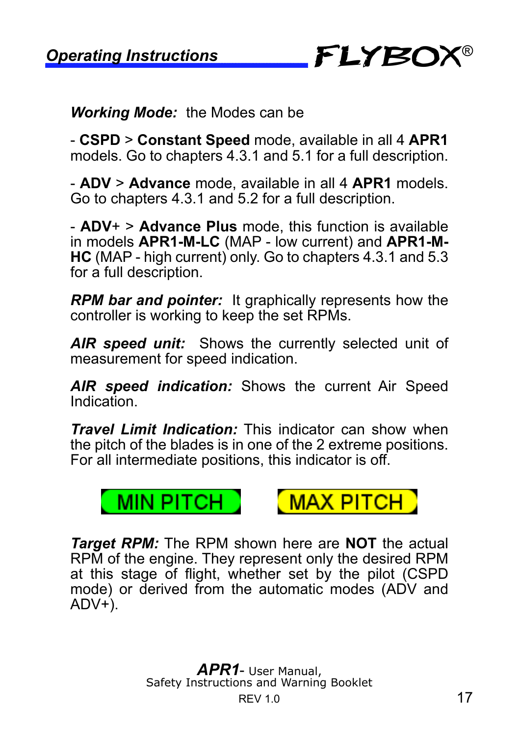***Working Mode:*** the Modes can be

- **CSPD** > **Constant Speed** mode, available in all 4 **APR1** models. Go to chapters 4.3.1 and 5.1 for a full description.

- **ADV** > **Advance** mode, available in all 4 **APR1** models. Go to chapters 4.3.1 and 5.2 for a full description.

- **ADV+** > **Advance Plus** mode, this function is available in models **APR1-M-LC** (MAP - low current) and **APR1-M-HC** (MAP - high current) only. Go to chapters 4.3.1 and 5.3 for a full description.

***RPM bar and pointer:*** It graphically represents how the controller is working to keep the set RPMs.

***AIR speed unit:*** Shows the currently selected unit of measurement for speed indication.

***AIR speed indication:*** Shows the current Air Speed Indication.

***Travel Limit Indication:*** This indicator can show when the pitch of the blades is in one of the 2 extreme positions. For all intermediate positions, this indicator is off.

MIN PITCH    MAX PITCH

***Target RPM:*** The RPM shown here are **NOT** the actual RPM of the engine. They represent only the desired RPM at this stage of flight, whether set by the pilot (CSPD mode) or derived from the automatic modes (ADV and ADV+).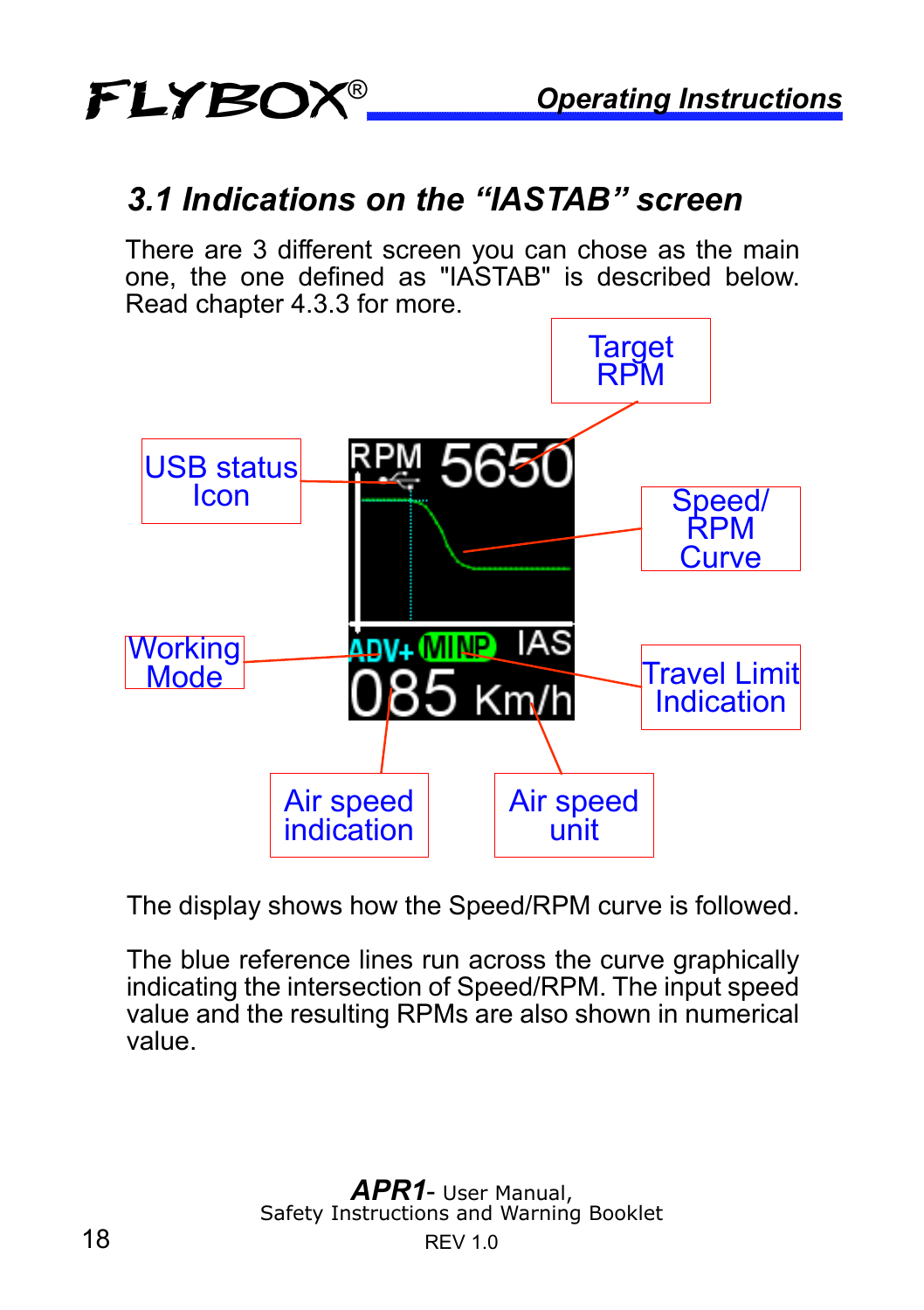## 3.1 Indications on the “IASTAB” screen

There are 3 different screen you can chose as the main one, the one defined as "IASTAB" is described below. Read chapter 4.3.3 for more.

Target RPM

USB status Icon

Speed/ RPM Curve

Working Mode

Travel Limit Indication

Air speed indication

Air speed unit

The display shows how the Speed/RPM curve is followed.

The blue reference lines run across the curve graphically indicating the intersection of Speed/RPM. The input speed value and the resulting RPMs are also shown in numerical value.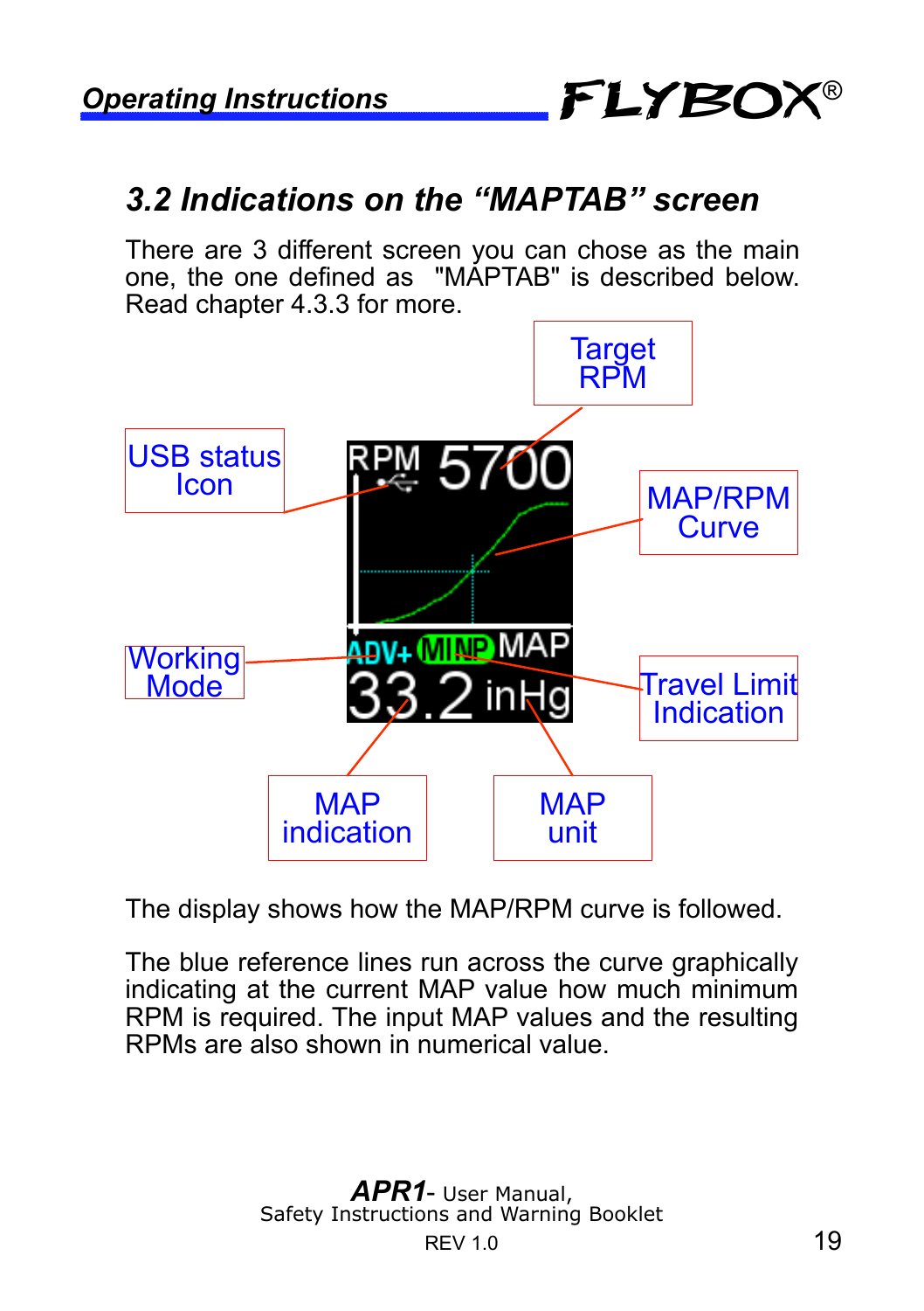## 3.2 Indications on the “MAPTAB” screen

There are 3 different screen you can chose as the main one, the one defined as "MAPTAB" is described below. Read chapter 4.3.3 for more.

Target RPM

USB status Icon

MAP/RPM Curve

Working Mode

Travel Limit Indication

MAP indication

MAP unit

The display shows how the MAP/RPM curve is followed.

The blue reference lines run across the curve graphically indicating at the current MAP value how much minimum RPM is required. The input MAP values and the resulting RPMs are also shown in numerical value.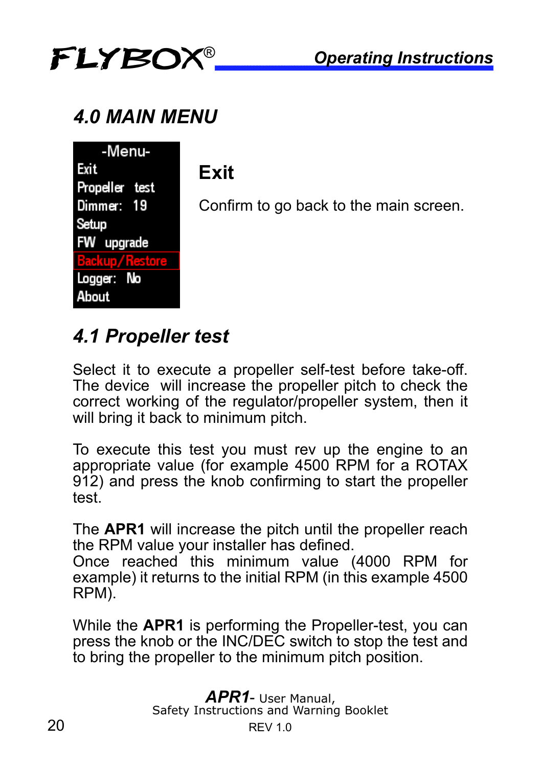## 4.0 MAIN MENU

-Menu-
Exit
Propeller test
Dimmer: 19
Setup
FW upgrade
Backup/Restore
Logger: No
About

### Exit

Confirm to go back to the main screen.

## 4.1 Propeller test

Select it to execute a propeller self-test before take-off. The device will increase the propeller pitch to check the correct working of the regulator/propeller system, then it will bring it back to minimum pitch.

To execute this test you must rev up the engine to an appropriate value (for example 4500 RPM for a ROTAX 912) and press the knob confirming to start the propeller test.

The **APR1** will increase the pitch until the propeller reach the RPM value your installer has defined.
Once reached this minimum value (4000 RPM for example) it returns to the initial RPM (in this example 4500 RPM).

While the **APR1** is performing the Propeller-test, you can press the knob or the INC/DEC switch to stop the test and to bring the propeller to the minimum pitch position.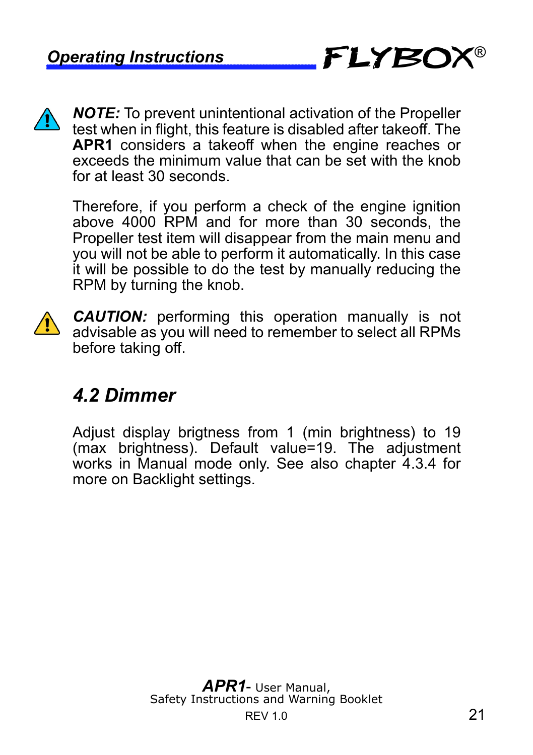**_NOTE:_** To prevent unintentional activation of the Propeller test when in flight, this feature is disabled after takeoff. The **APR1** considers a takeoff when the engine reaches or exceeds the minimum value that can be set with the knob for at least 30 seconds.

Therefore, if you perform a check of the engine ignition above 4000 RPM and for more than 30 seconds, the Propeller test item will disappear from the main menu and you will not be able to perform it automatically. In this case it will be possible to do the test by manually reducing the RPM by turning the knob.

**_CAUTION:_** performing this operation manually is not advisable as you will need to remember to select all RPMs before taking off.

## *4.2 Dimmer*

Adjust display brigtness from 1 (min brightness) to 19 (max brightness). Default value=19. The adjustment works in Manual mode only. See also chapter 4.3.4 for more on Backlight settings.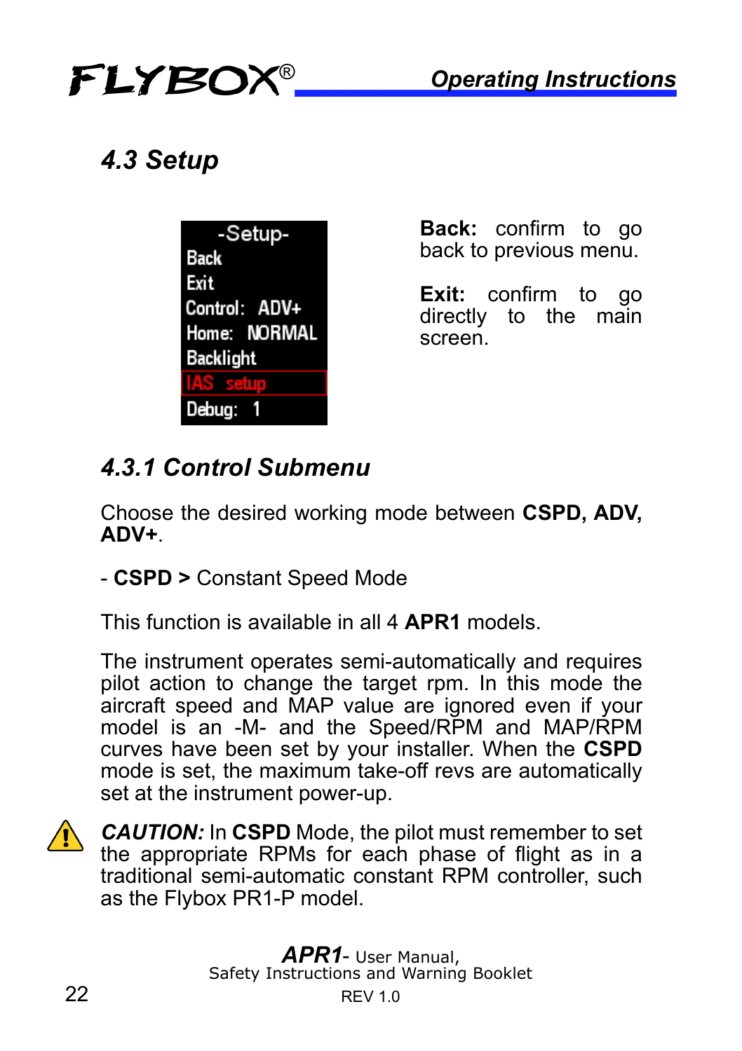## 4.3 Setup

-Setup-
Back
Exit
Control: ADV+
Home: NORMAL
Backlight
IAS setup
Debug: 1

**Back:** confirm to go back to previous menu.

**Exit:** confirm to go directly to the main screen.

### 4.3.1 Control Submenu

Choose the desired working mode between **CSPD, ADV, ADV+**.

- **CSPD >** Constant Speed Mode

This function is available in all 4 **APR1** models.

The instrument operates semi-automatically and requires pilot action to change the target rpm. In this mode the aircraft speed and MAP value are ignored even if your model is an -M- and the Speed/RPM and MAP/RPM curves have been set by your installer. When the **CSPD** mode is set, the maximum take-off revs are automatically set at the instrument power-up.

***CAUTION:*** In **CSPD** Mode, the pilot must remember to set the appropriate RPMs for each phase of flight as in a traditional semi-automatic constant RPM controller, such as the Flybox PR1-P model.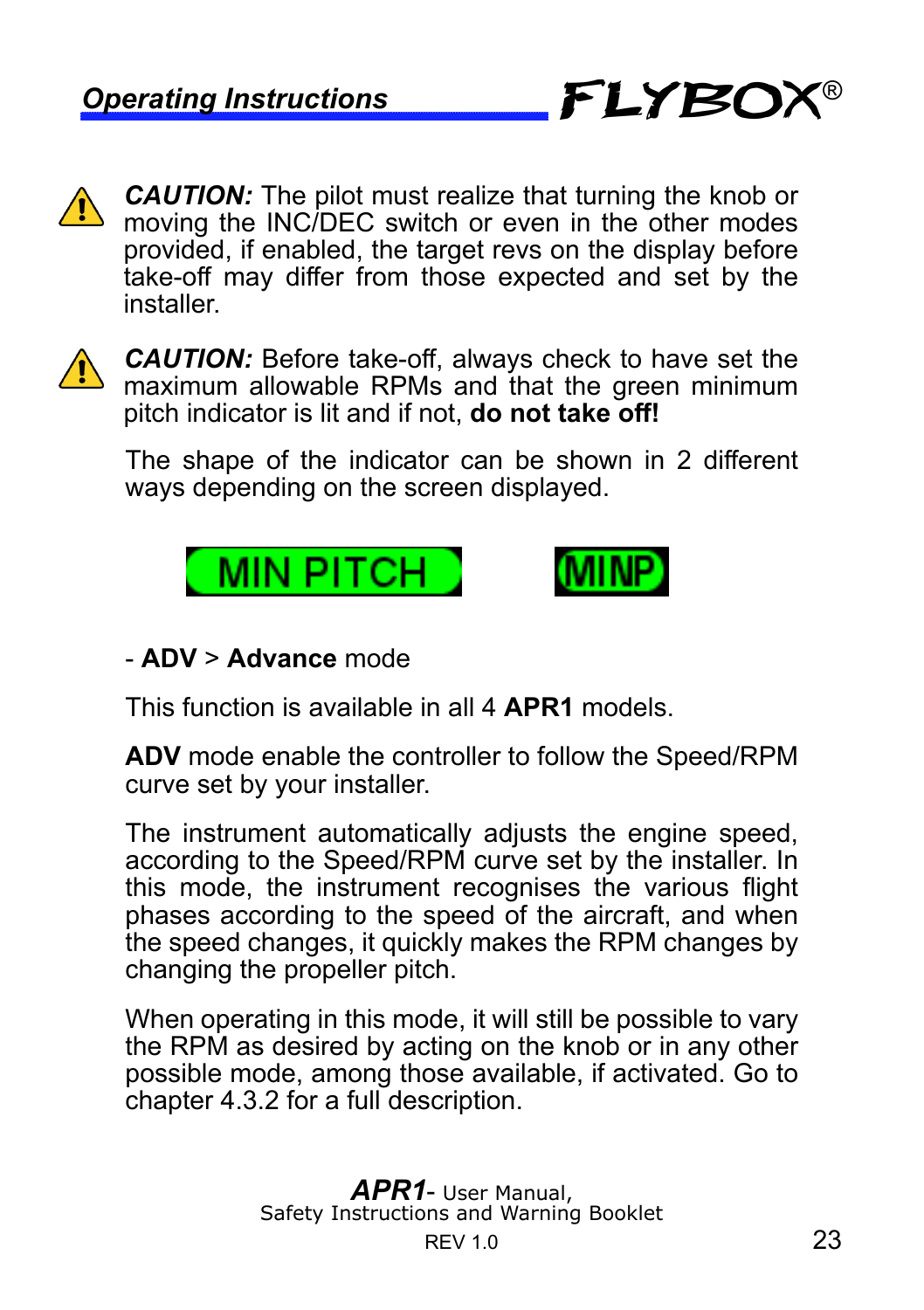**CAUTION:** The pilot must realize that turning the knob or moving the INC/DEC switch or even in the other modes provided, if enabled, the target revs on the display before take-off may differ from those expected and set by the installer.

**CAUTION:** Before take-off, always check to have set the maximum allowable RPMs and that the green minimum pitch indicator is lit and if not, **do not take off!**

The shape of the indicator can be shown in 2 different ways depending on the screen displayed.

MIN PITCH    MINP

- **ADV** > **Advance** mode

This function is available in all 4 **APR1** models.

**ADV** mode enable the controller to follow the Speed/RPM curve set by your installer.

The instrument automatically adjusts the engine speed, according to the Speed/RPM curve set by the installer. In this mode, the instrument recognises the various flight phases according to the speed of the aircraft, and when the speed changes, it quickly makes the RPM changes by changing the propeller pitch.

When operating in this mode, it will still be possible to vary the RPM as desired by acting on the knob or in any other possible mode, among those available, if activated. Go to chapter 4.3.2 for a full description.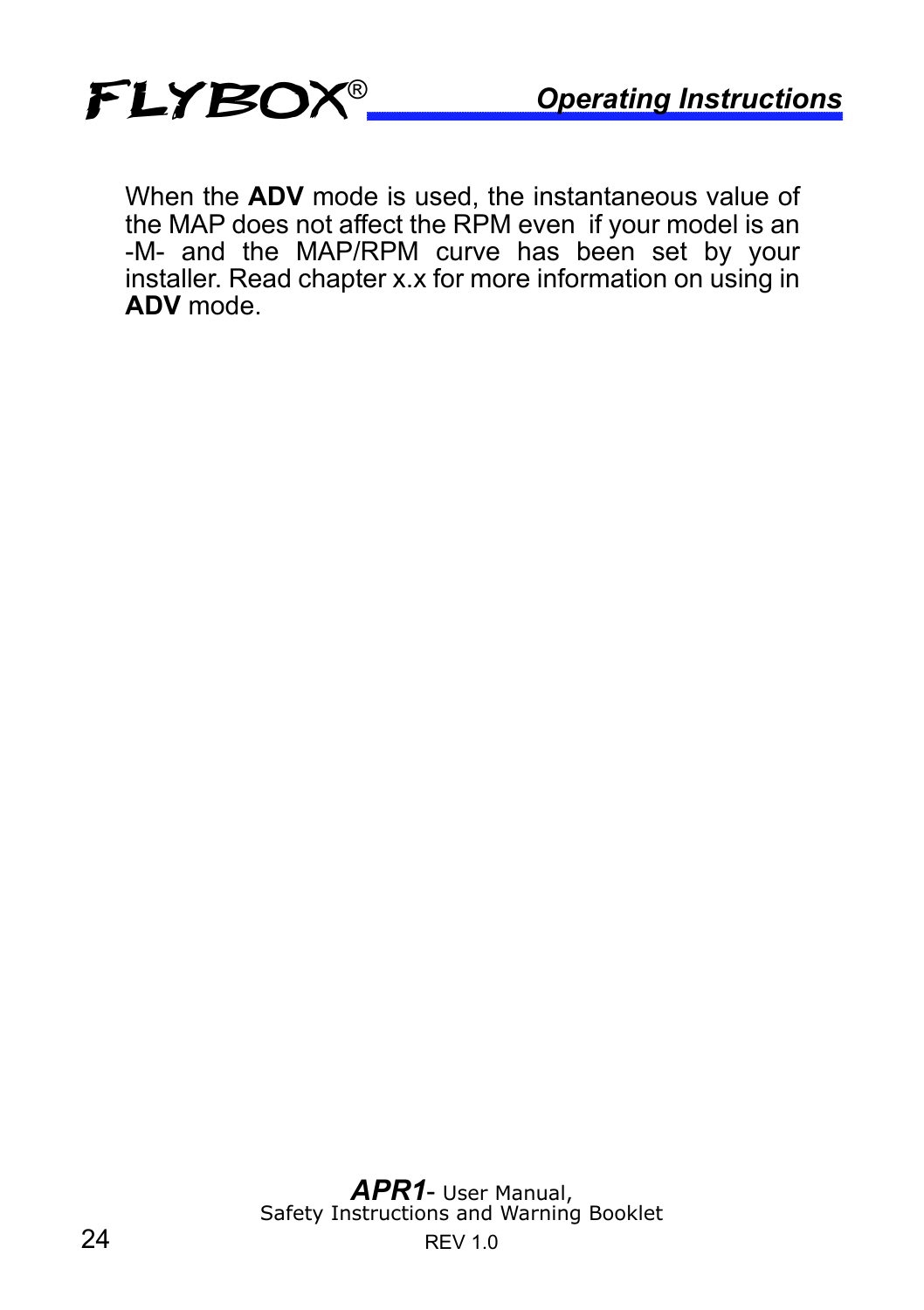When the **ADV** mode is used, the instantaneous value of the MAP does not affect the RPM even if your model is an -M- and the MAP/RPM curve has been set by your installer. Read chapter x.x for more information on using in **ADV** mode.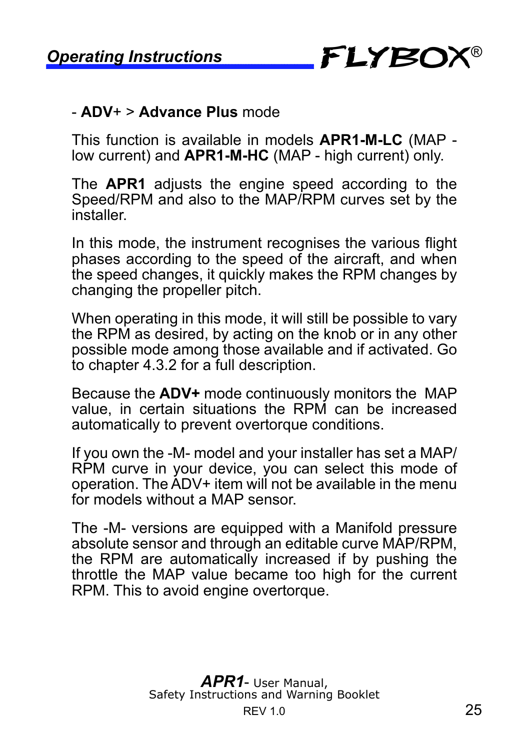- **ADV**+ > **Advance Plus** mode

This function is available in models **APR1-M-LC** (MAP - low current) and **APR1-M-HC** (MAP - high current) only.

The **APR1** adjusts the engine speed according to the Speed/RPM and also to the MAP/RPM curves set by the installer.

In this mode, the instrument recognises the various flight phases according to the speed of the aircraft, and when the speed changes, it quickly makes the RPM changes by changing the propeller pitch.

When operating in this mode, it will still be possible to vary the RPM as desired, by acting on the knob or in any other possible mode among those available and if activated. Go to chapter 4.3.2 for a full description.

Because the **ADV+** mode continuously monitors the MAP value, in certain situations the RPM can be increased automatically to prevent overtorque conditions.

If you own the -M- model and your installer has set a MAP/ RPM curve in your device, you can select this mode of operation. The ADV+ item will not be available in the menu for models without a MAP sensor.

The -M- versions are equipped with a Manifold pressure absolute sensor and through an editable curve MAP/RPM, the RPM are automatically increased if by pushing the throttle the MAP value became too high for the current RPM. This to avoid engine overtorque.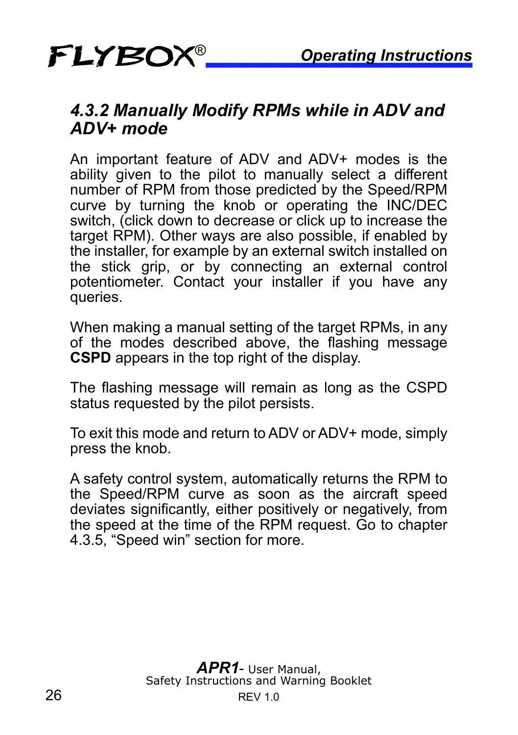### *4.3.2 Manually Modify RPMs while in ADV and ADV+ mode*

An important feature of ADV and ADV+ modes is the ability given to the pilot to manually select a different number of RPM from those predicted by the Speed/RPM curve by turning the knob or operating the INC/DEC switch, (click down to decrease or click up to increase the target RPM). Other ways are also possible, if enabled by the installer, for example by an external switch installed on the stick grip, or by connecting an external control potentiometer. Contact your installer if you have any queries.

When making a manual setting of the target RPMs, in any of the modes described above, the flashing message **CSPD** appears in the top right of the display.

The flashing message will remain as long as the CSPD status requested by the pilot persists.

To exit this mode and return to ADV or ADV+ mode, simply press the knob.

A safety control system, automatically returns the RPM to the Speed/RPM curve as soon as the aircraft speed deviates significantly, either positively or negatively, from the speed at the time of the RPM request. Go to chapter 4.3.5, “Speed win” section for more.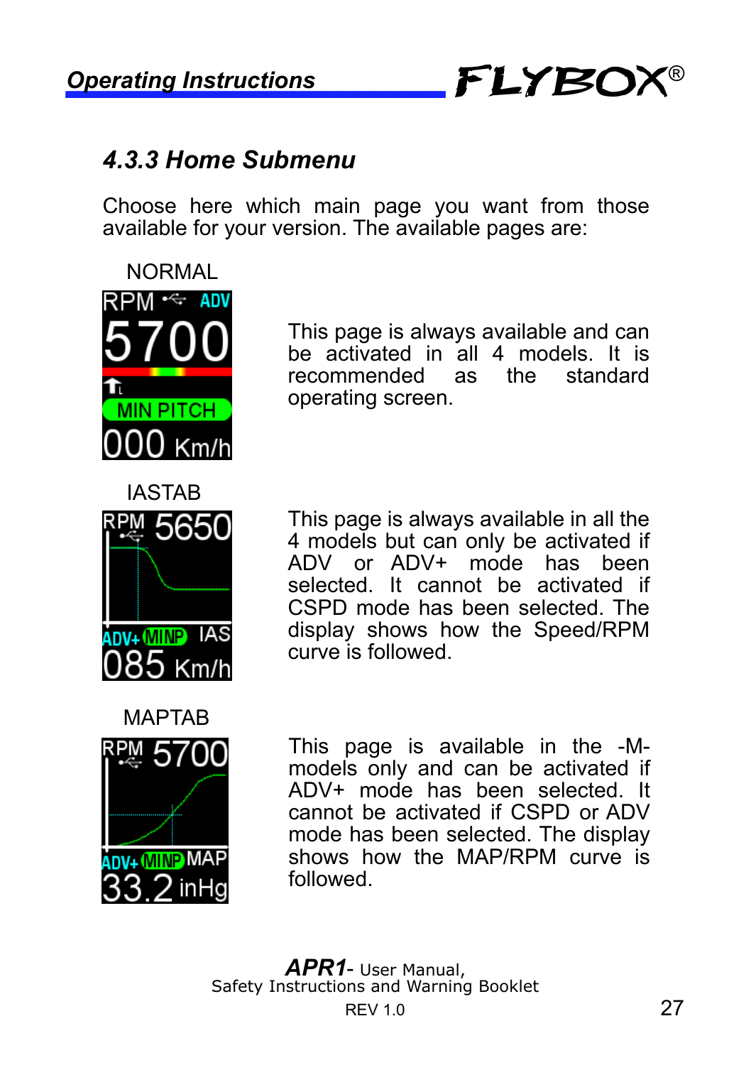### 4.3.3 Home Submenu

Choose here which main page you want from those available for your version. The available pages are:

NORMAL

This page is always available and can be activated in all 4 models. It is recommended as the standard operating screen.

IASTAB

This page is always available in all the 4 models but can only be activated if ADV or ADV+ mode has been selected. It cannot be activated if CSPD mode has been selected. The display shows how the Speed/RPM curve is followed.

MAPTAB

This page is available in the -M- models only and can be activated if ADV+ mode has been selected. It cannot be activated if CSPD or ADV mode has been selected. The display shows how the MAP/RPM curve is followed.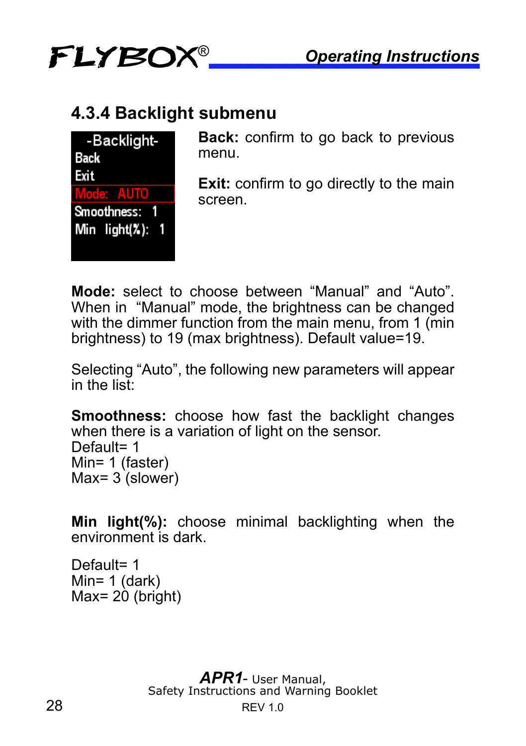## 4.3.4 Backlight submenu

-Backlight-
Back
Exit
Mode: AUTO
Smoothness: 1
Min light(%): 1

**Back:** confirm to go back to previous menu.

**Exit:** confirm to go directly to the main screen.

**Mode:** select to choose between “Manual” and “Auto”. When in “Manual” mode, the brightness can be changed with the dimmer function from the main menu, from 1 (min brightness) to 19 (max brightness). Default value=19.

Selecting “Auto”, the following new parameters will appear in the list:

**Smoothness:** choose how fast the backlight changes when there is a variation of light on the sensor.
Default= 1
Min= 1 (faster)
Max= 3 (slower)

**Min light(%):** choose minimal backlighting when the environment is dark.

Default= 1
Min= 1 (dark)
Max= 20 (bright)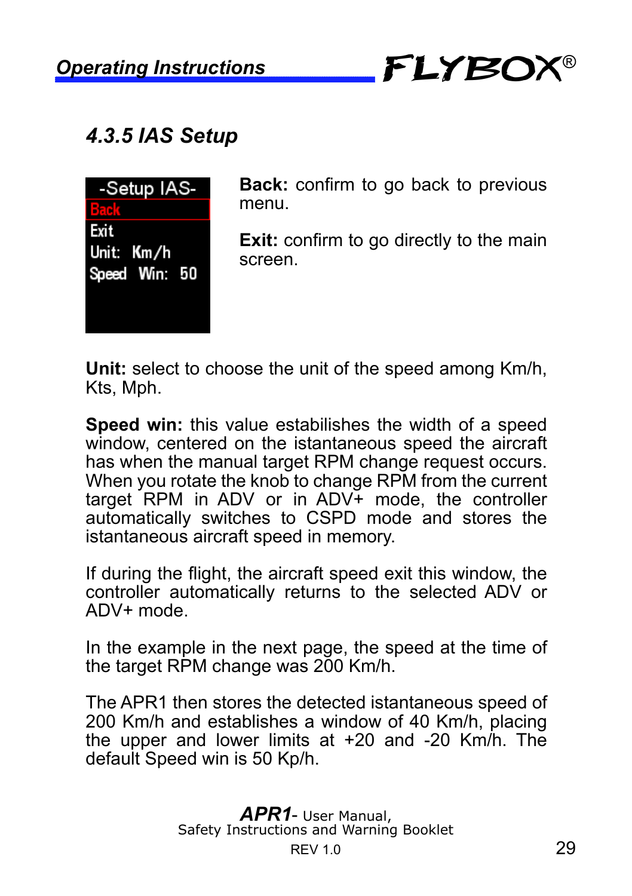### 4.3.5 IAS Setup

-Setup IAS-
Back
Exit
Unit: Km/h
Speed Win: 50

**Back:** confirm to go back to previous menu.

**Exit:** confirm to go directly to the main screen.

**Unit:** select to choose the unit of the speed among Km/h, Kts, Mph.

**Speed win:** this value estabilishes the width of a speed window, centered on the istantaneous speed the aircraft has when the manual target RPM change request occurs. When you rotate the knob to change RPM from the current target RPM in ADV or in ADV+ mode, the controller automatically switches to CSPD mode and stores the istantaneous aircraft speed in memory.

If during the flight, the aircraft speed exit this window, the controller automatically returns to the selected ADV or ADV+ mode.

In the example in the next page, the speed at the time of the target RPM change was 200 Km/h.

The APR1 then stores the detected istantaneous speed of 200 Km/h and establishes a window of 40 Km/h, placing the upper and lower limits at +20 and -20 Km/h. The default Speed win is 50 Kp/h.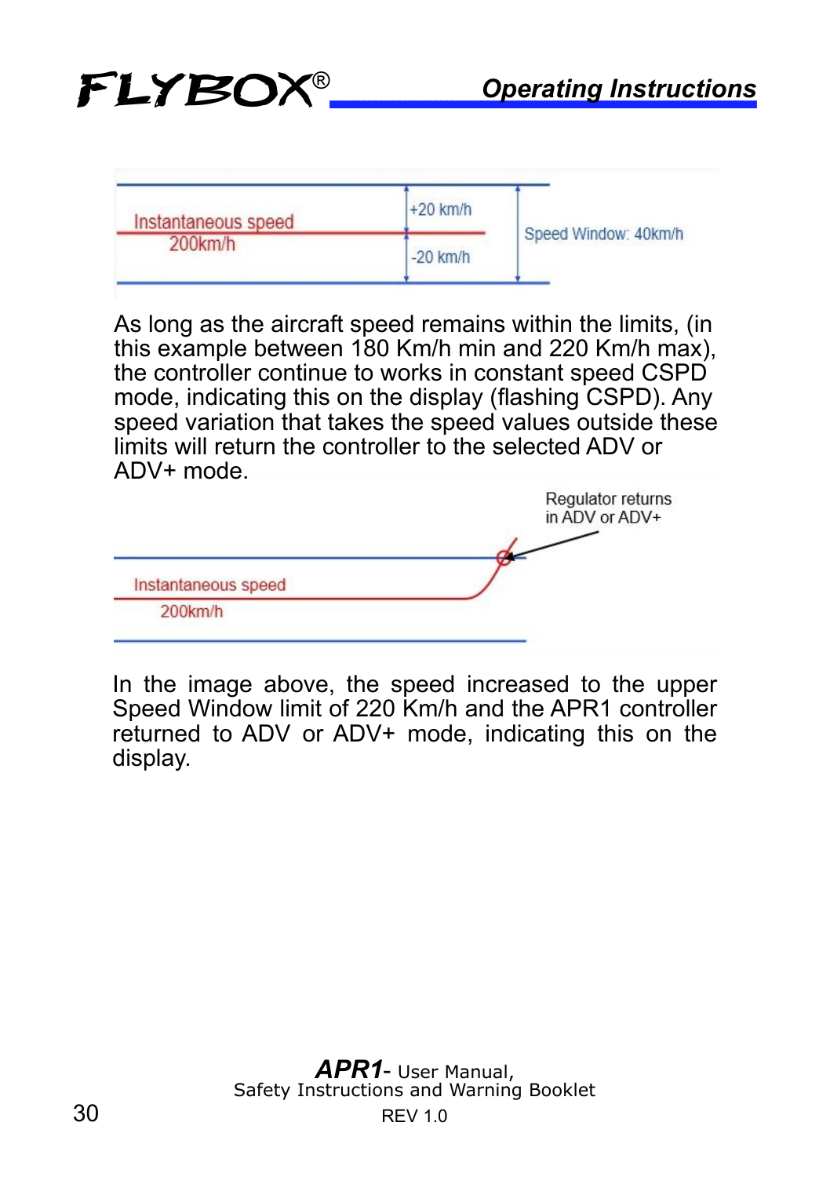Instantaneous speed 200km/h

+20 km/h

-20 km/h

Speed Window: 40km/h

As long as the aircraft speed remains within the limits, (in this example between 180 Km/h min and 220 Km/h max), the controller continue to works in constant speed CSPD mode, indicating this on the display (flashing CSPD). Any speed variation that takes the speed values outside these limits will return the controller to the selected ADV or ADV+ mode.

Regulator returns in ADV or ADV+

Instantaneous speed 200km/h

In the image above, the speed increased to the upper Speed Window limit of 220 Km/h and the APR1 controller returned to ADV or ADV+ mode, indicating this on the display.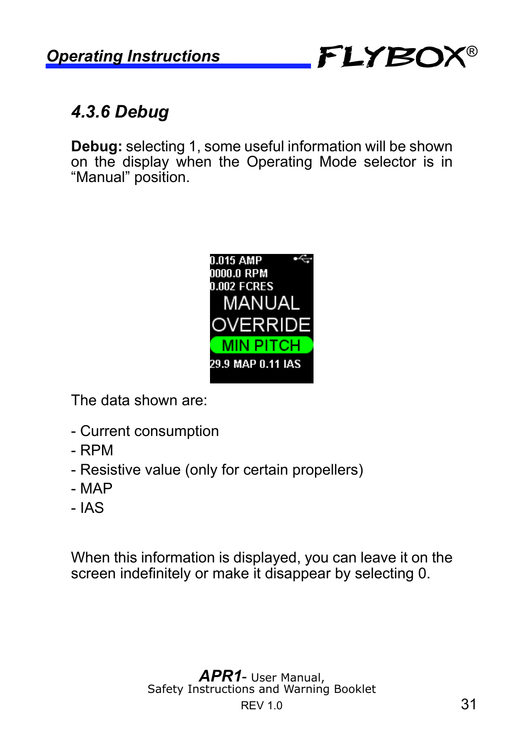### 4.3.6 Debug

**Debug:** selecting 1, some useful information will be shown on the display when the Operating Mode selector is in “Manual” position.

The data shown are:

- Current consumption
- RPM
- Resistive value (only for certain propellers)
- MAP
- IAS

When this information is displayed, you can leave it on the screen indefinitely or make it disappear by selecting 0.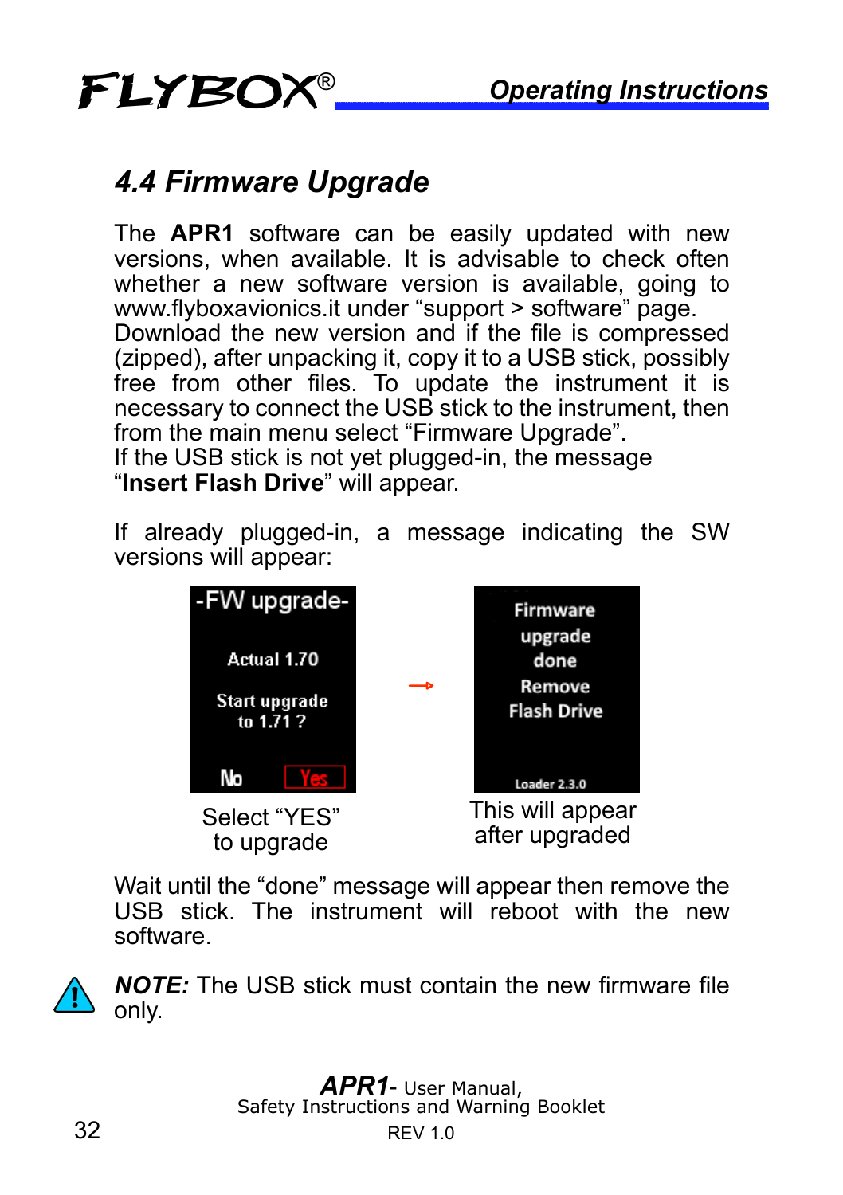## 4.4 Firmware Upgrade

The **APR1** software can be easily updated with new versions, when available. It is advisable to check often whether a new software version is available, going to www.flyboxavionics.it under “support > software” page. Download the new version and if the file is compressed (zipped), after unpacking it, copy it to a USB stick, possibly free from other files. To update the instrument it is necessary to connect the USB stick to the instrument, then from the main menu select “Firmware Upgrade”.
If the USB stick is not yet plugged-in, the message “**Insert Flash Drive**” will appear.

If already plugged-in, a message indicating the SW versions will appear:

-FW upgrade-
Actual 1.70
Start upgrade to 1.71 ?
No Yes

Select “YES” to upgrade

Firmware upgrade done
Remove Flash Drive
Loader 2.3.0

This will appear after upgraded

Wait until the “done” message will appear then remove the USB stick. The instrument will reboot with the new software.

***NOTE:*** The USB stick must contain the new firmware file only.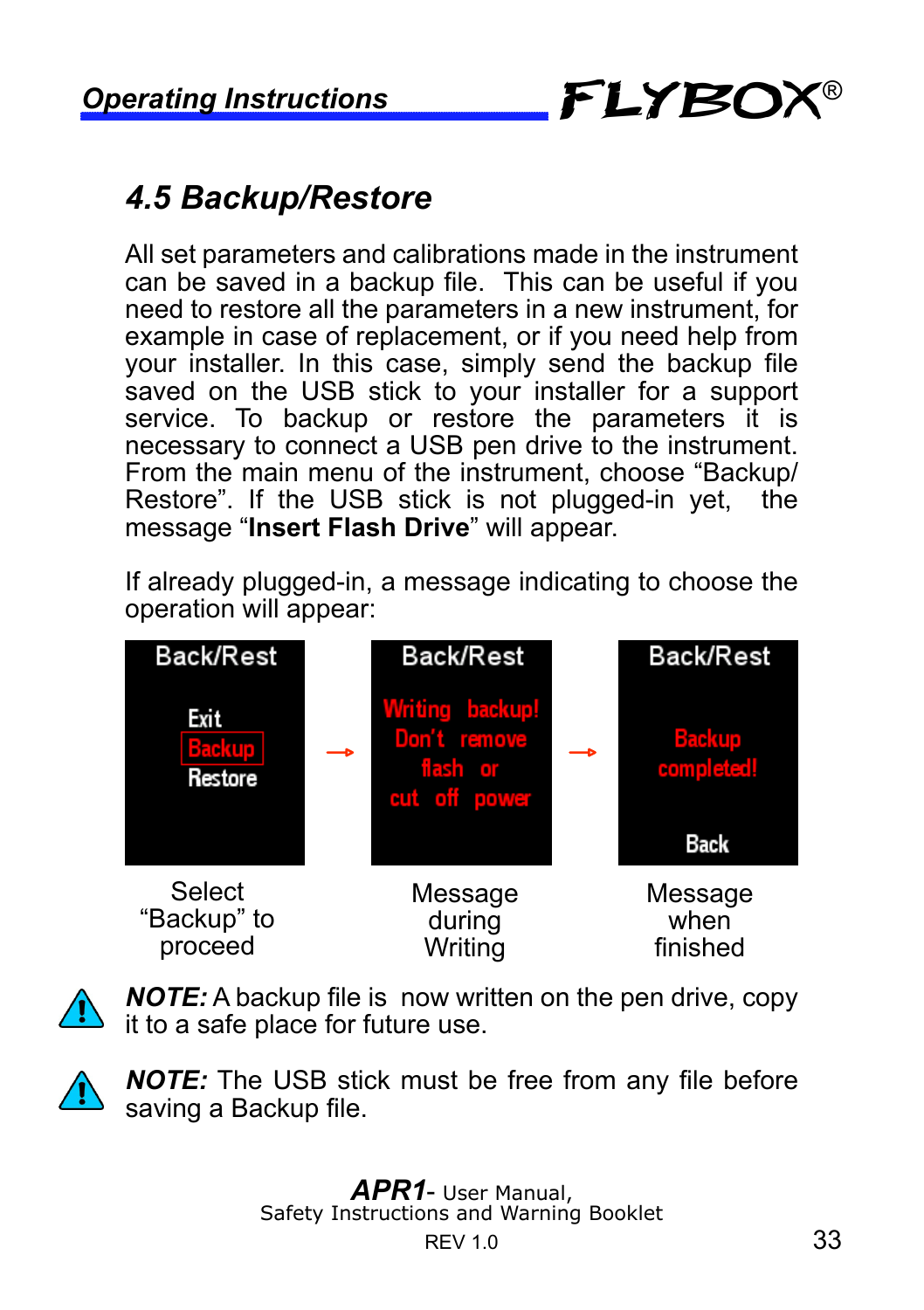## 4.5 Backup/Restore

All set parameters and calibrations made in the instrument can be saved in a backup file. This can be useful if you need to restore all the parameters in a new instrument, for example in case of replacement, or if you need help from your installer. In this case, simply send the backup file saved on the USB stick to your installer for a support service. To backup or restore the parameters it is necessary to connect a USB pen drive to the instrument. From the main menu of the instrument, choose “Backup/Restore”. If the USB stick is not plugged-in yet, the message “**Insert Flash Drive**” will appear.

If already plugged-in, a message indicating to choose the operation will appear:

| Back/Rest | | Back/Rest | | Back/Rest |
|---|---|---|---|---|
| Exit<br>Backup<br>Restore | → | Writing backup!<br>Don't remove flash or cut off power | → | Backup completed!<br><br>Back |
| Select “Backup” to proceed | | Message during Writing | | Message when finished |

***NOTE:*** A backup file is now written on the pen drive, copy it to a safe place for future use.

***NOTE:*** The USB stick must be free from any file before saving a Backup file.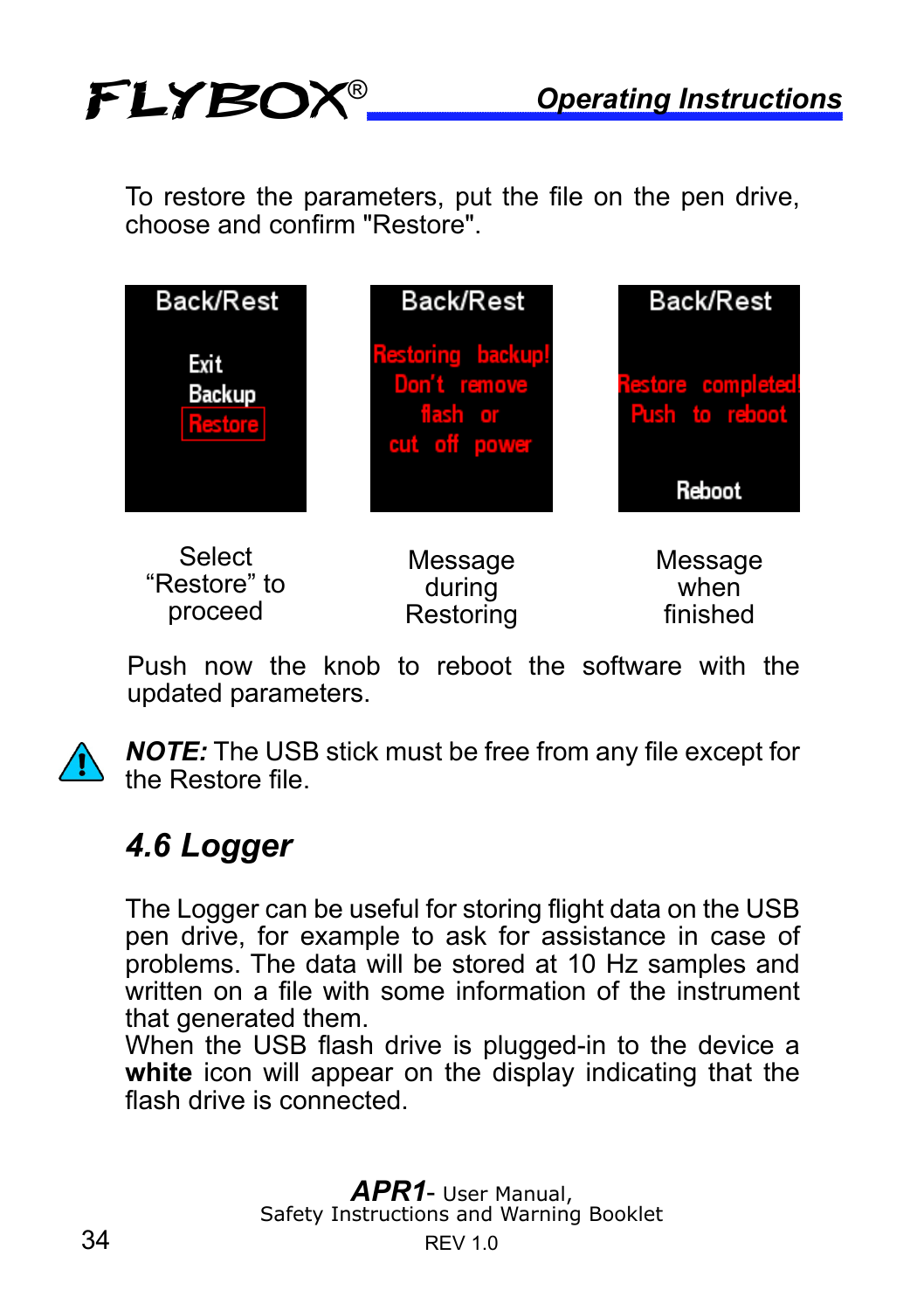To restore the parameters, put the file on the pen drive, choose and confirm "Restore".

| Back/Rest | Back/Rest | Back/Rest |
|---|---|---|
| Exit<br>Backup<br>Restore | Restoring backup!<br>Don't remove<br>flash or<br>cut off power | Restore completed!<br>Push to reboot<br><br>Reboot |
| Select "Restore" to proceed | Message during Restoring | Message when finished |

Push now the knob to reboot the software with the updated parameters.

***NOTE:*** The USB stick must be free from any file except for the Restore file.

## *4.6 Logger*

The Logger can be useful for storing flight data on the USB pen drive, for example to ask for assistance in case of problems. The data will be stored at 10 Hz samples and written on a file with some information of the instrument that generated them.
When the USB flash drive is plugged-in to the device a **white** icon will appear on the display indicating that the flash drive is connected.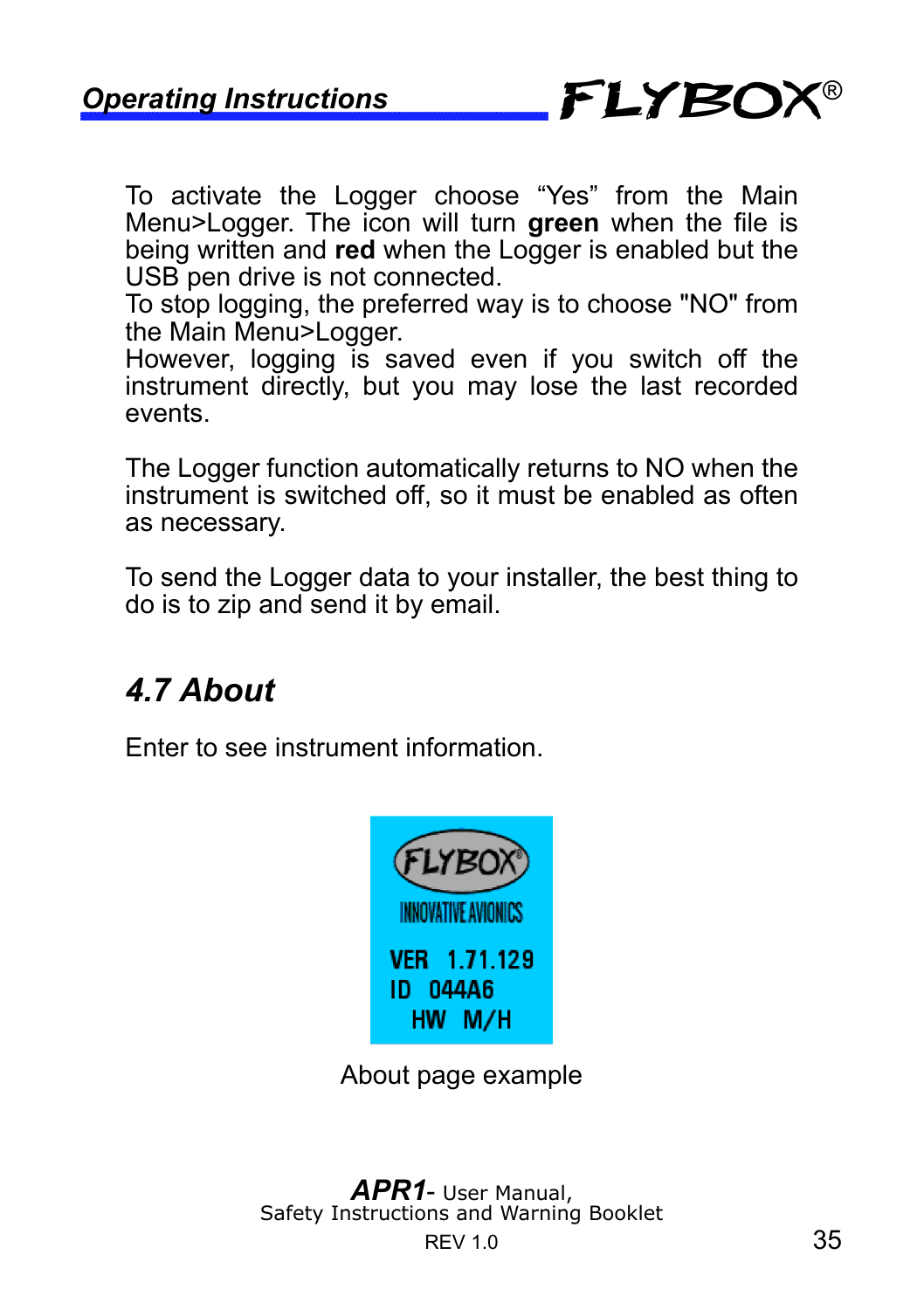To activate the Logger choose “Yes” from the Main Menu>Logger. The icon will turn **green** when the file is being written and **red** when the Logger is enabled but the USB pen drive is not connected.
To stop logging, the preferred way is to choose "NO" from the Main Menu>Logger.
However, logging is saved even if you switch off the instrument directly, but you may lose the last recorded events.

The Logger function automatically returns to NO when the instrument is switched off, so it must be enabled as often as necessary.

To send the Logger data to your installer, the best thing to do is to zip and send it by email.

## *4.7 About*

Enter to see instrument information.

FLYBOX
INNOVATIVE AVIONICS
VER 1.71.129
ID 044A6
HW M/H

About page example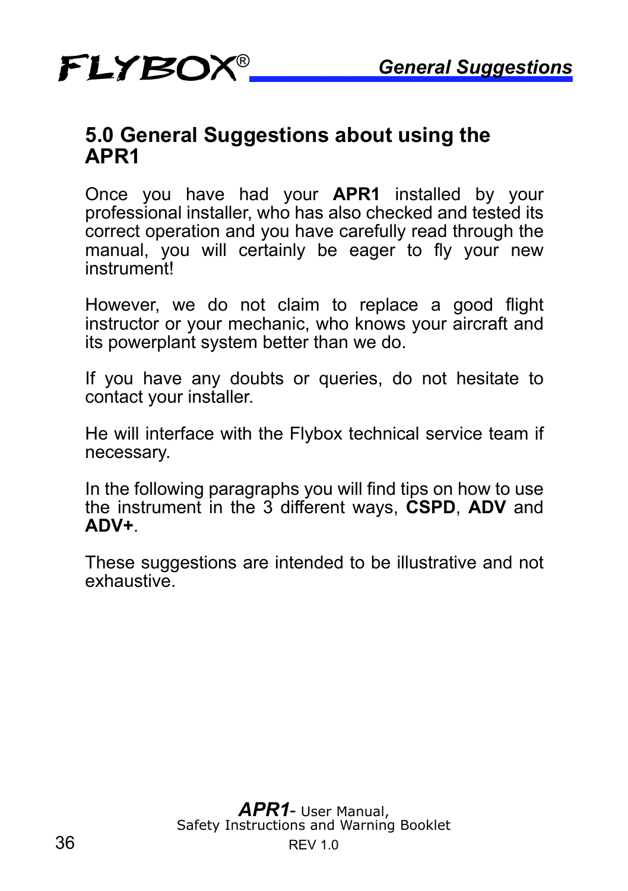## 5.0 General Suggestions about using the APR1

Once you have had your **APR1** installed by your professional installer, who has also checked and tested its correct operation and you have carefully read through the manual, you will certainly be eager to fly your new instrument!

However, we do not claim to replace a good flight instructor or your mechanic, who knows your aircraft and its powerplant system better than we do.

If you have any doubts or queries, do not hesitate to contact your installer.

He will interface with the Flybox technical service team if necessary.

In the following paragraphs you will find tips on how to use the instrument in the 3 different ways, **CSPD**, **ADV** and **ADV+**.

These suggestions are intended to be illustrative and not exhaustive.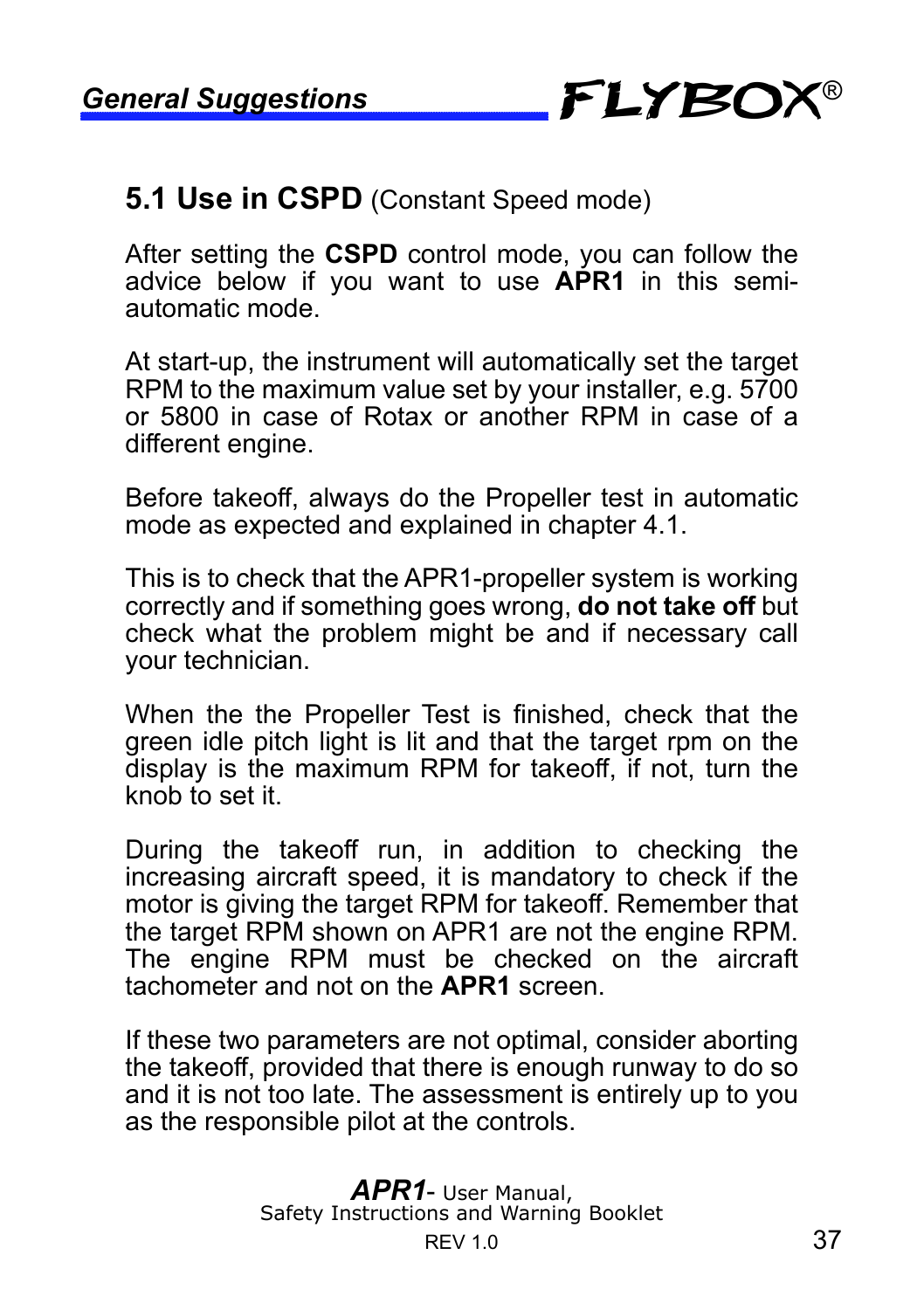## 5.1 Use in CSPD (Constant Speed mode)

After setting the **CSPD** control mode, you can follow the advice below if you want to use **APR1** in this semi-automatic mode.

At start-up, the instrument will automatically set the target RPM to the maximum value set by your installer, e.g. 5700 or 5800 in case of Rotax or another RPM in case of a different engine.

Before takeoff, always do the Propeller test in automatic mode as expected and explained in chapter 4.1.

This is to check that the APR1-propeller system is working correctly and if something goes wrong, **do not take off** but check what the problem might be and if necessary call your technician.

When the the Propeller Test is finished, check that the green idle pitch light is lit and that the target rpm on the display is the maximum RPM for takeoff, if not, turn the knob to set it.

During the takeoff run, in addition to checking the increasing aircraft speed, it is mandatory to check if the motor is giving the target RPM for takeoff. Remember that the target RPM shown on APR1 are not the engine RPM. The engine RPM must be checked on the aircraft tachometer and not on the **APR1** screen.

If these two parameters are not optimal, consider aborting the takeoff, provided that there is enough runway to do so and it is not too late. The assessment is entirely up to you as the responsible pilot at the controls.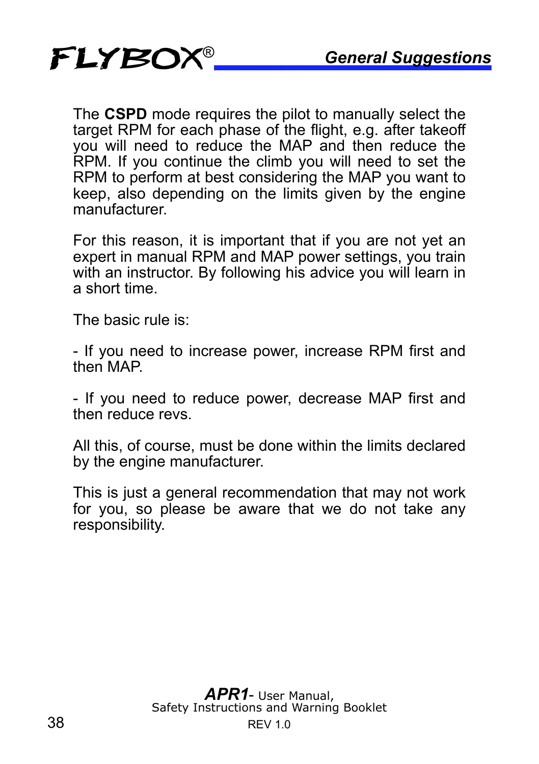The **CSPD** mode requires the pilot to manually select the target RPM for each phase of the flight, e.g. after takeoff you will need to reduce the MAP and then reduce the RPM. If you continue the climb you will need to set the RPM to perform at best considering the MAP you want to keep, also depending on the limits given by the engine manufacturer.

For this reason, it is important that if you are not yet an expert in manual RPM and MAP power settings, you train with an instructor. By following his advice you will learn in a short time.

The basic rule is:

- If you need to increase power, increase RPM first and then MAP.

- If you need to reduce power, decrease MAP first and then reduce revs.

All this, of course, must be done within the limits declared by the engine manufacturer.

This is just a general recommendation that may not work for you, so please be aware that we do not take any responsibility.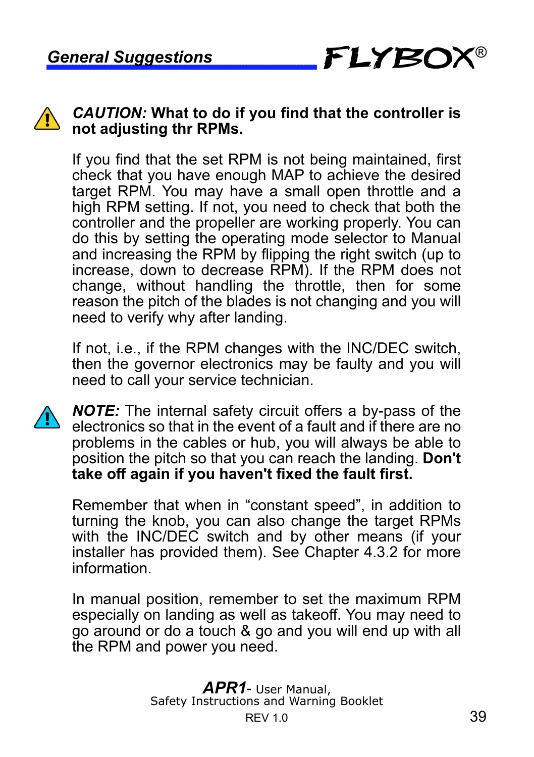## General Suggestions

***CAUTION:* What to do if you find that the controller is not adjusting thr RPMs.**

If you find that the set RPM is not being maintained, first check that you have enough MAP to achieve the desired target RPM. You may have a small open throttle and a high RPM setting. If not, you need to check that both the controller and the propeller are working properly. You can do this by setting the operating mode selector to Manual and increasing the RPM by flipping the right switch (up to increase, down to decrease RPM). If the RPM does not change, without handling the throttle, then for some reason the pitch of the blades is not changing and you will need to verify why after landing.

If not, i.e., if the RPM changes with the INC/DEC switch, then the governor electronics may be faulty and you will need to call your service technician.

***NOTE:*** The internal safety circuit offers a by-pass of the electronics so that in the event of a fault and if there are no problems in the cables or hub, you will always be able to position the pitch so that you can reach the landing. **Don't take off again if you haven't fixed the fault first.**

Remember that when in “constant speed”, in addition to turning the knob, you can also change the target RPMs with the INC/DEC switch and by other means (if your installer has provided them). See Chapter 4.3.2 for more information.

In manual position, remember to set the maximum RPM especially on landing as well as takeoff. You may need to go around or do a touch & go and you will end up with all the RPM and power you need.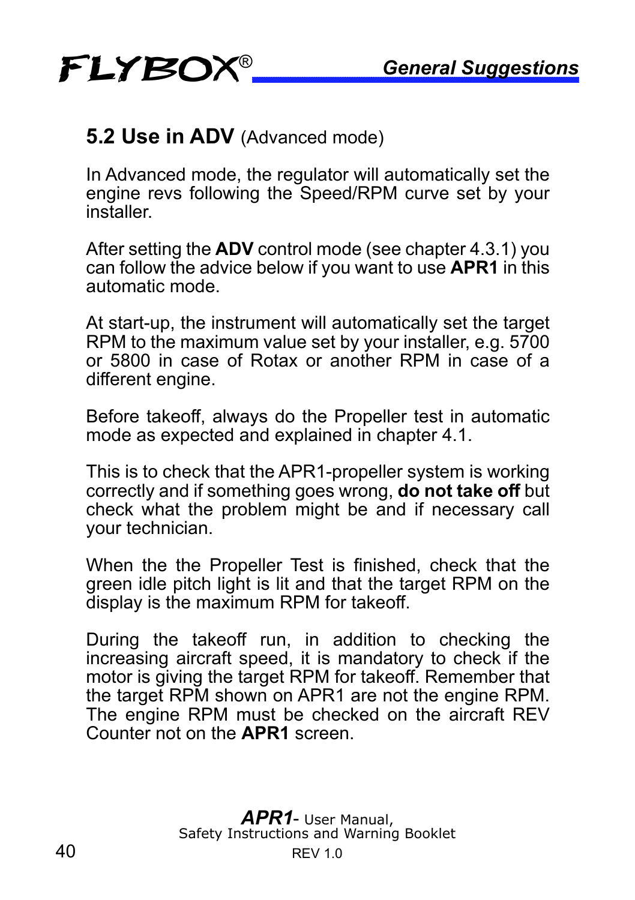## 5.2 Use in ADV (Advanced mode)

In Advanced mode, the regulator will automatically set the engine revs following the Speed/RPM curve set by your installer.

After setting the **ADV** control mode (see chapter 4.3.1) you can follow the advice below if you want to use **APR1** in this automatic mode.

At start-up, the instrument will automatically set the target RPM to the maximum value set by your installer, e.g. 5700 or 5800 in case of Rotax or another RPM in case of a different engine.

Before takeoff, always do the Propeller test in automatic mode as expected and explained in chapter 4.1.

This is to check that the APR1-propeller system is working correctly and if something goes wrong, **do not take off** but check what the problem might be and if necessary call your technician.

When the the Propeller Test is finished, check that the green idle pitch light is lit and that the target RPM on the display is the maximum RPM for takeoff.

During the takeoff run, in addition to checking the increasing aircraft speed, it is mandatory to check if the motor is giving the target RPM for takeoff. Remember that the target RPM shown on APR1 are not the engine RPM. The engine RPM must be checked on the aircraft REV Counter not on the **APR1** screen.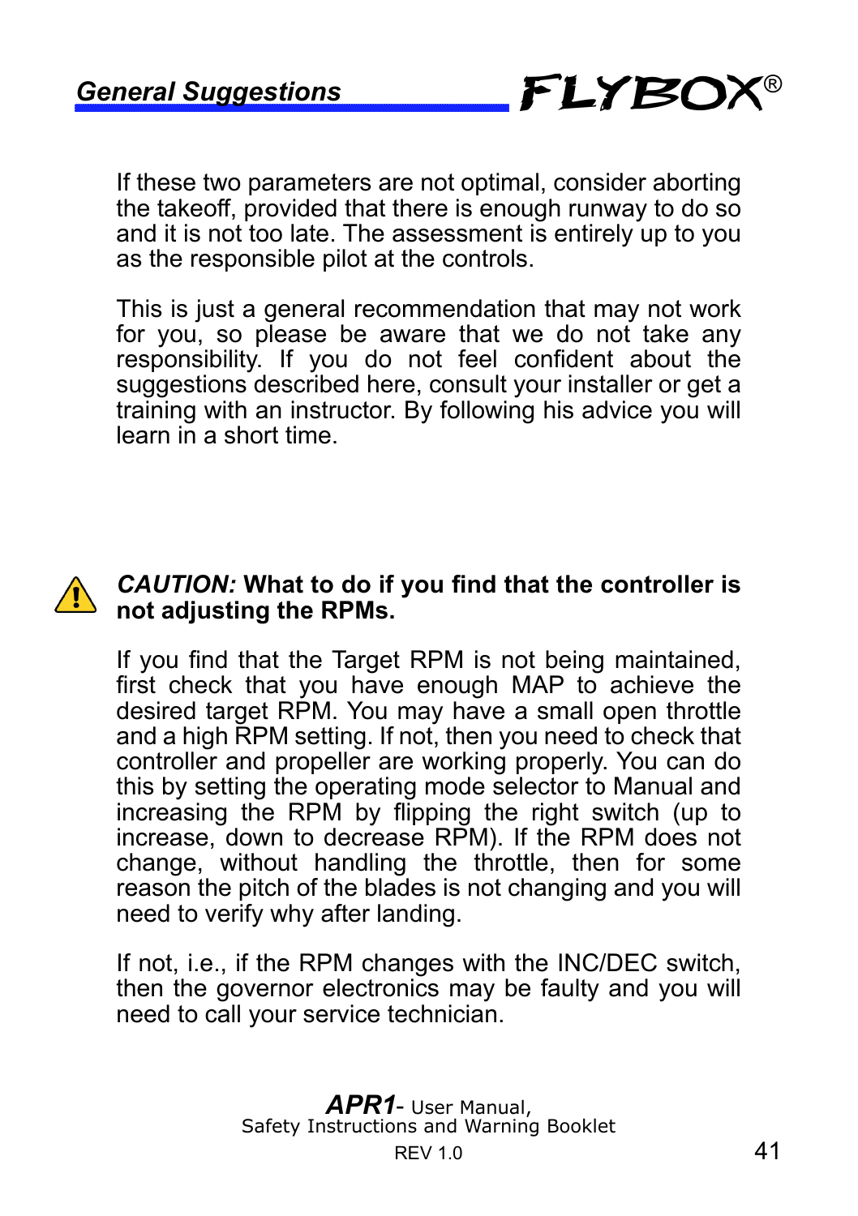If these two parameters are not optimal, consider aborting the takeoff, provided that there is enough runway to do so and it is not too late. The assessment is entirely up to you as the responsible pilot at the controls.

This is just a general recommendation that may not work for you, so please be aware that we do not take any responsibility. If you do not feel confident about the suggestions described here, consult your installer or get a training with an instructor. By following his advice you will learn in a short time.

***CAUTION:* What to do if you find that the controller is not adjusting the RPMs.**

If you find that the Target RPM is not being maintained, first check that you have enough MAP to achieve the desired target RPM. You may have a small open throttle and a high RPM setting. If not, then you need to check that controller and propeller are working properly. You can do this by setting the operating mode selector to Manual and increasing the RPM by flipping the right switch (up to increase, down to decrease RPM). If the RPM does not change, without handling the throttle, then for some reason the pitch of the blades is not changing and you will need to verify why after landing.

If not, i.e., if the RPM changes with the INC/DEC switch, then the governor electronics may be faulty and you will need to call your service technician.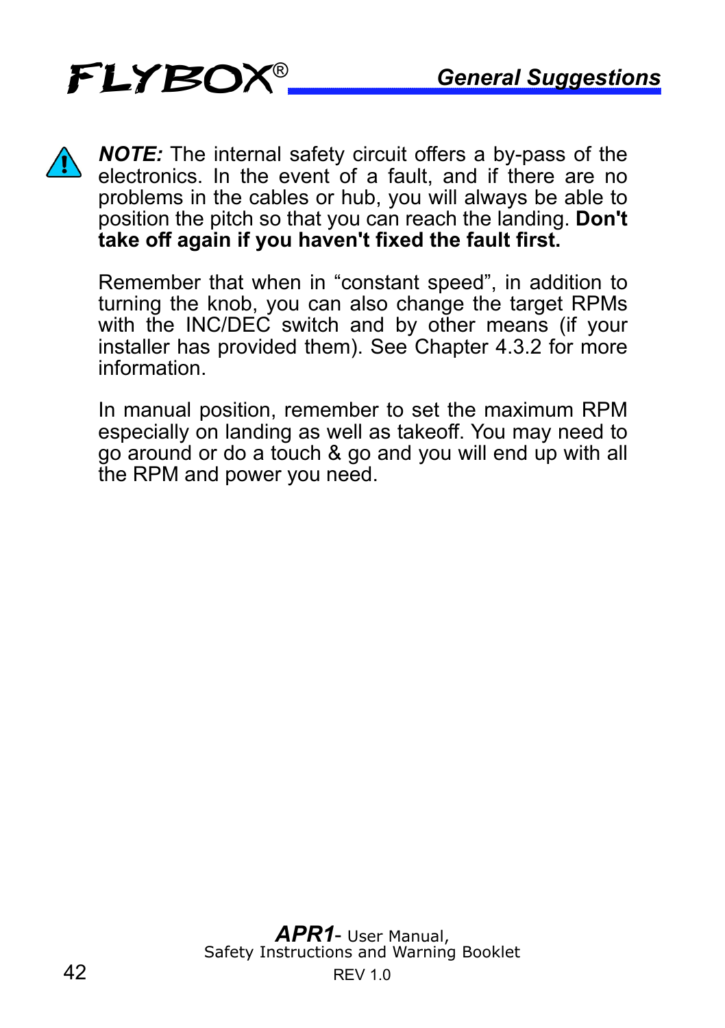**⚠ *NOTE:*** The internal safety circuit offers a by-pass of the electronics. In the event of a fault, and if there are no problems in the cables or hub, you will always be able to position the pitch so that you can reach the landing. **Don't take off again if you haven't fixed the fault first.**

Remember that when in “constant speed”, in addition to turning the knob, you can also change the target RPMs with the INC/DEC switch and by other means (if your installer has provided them). See Chapter 4.3.2 for more information.

In manual position, remember to set the maximum RPM especially on landing as well as takeoff. You may need to go around or do a touch & go and you will end up with all the RPM and power you need.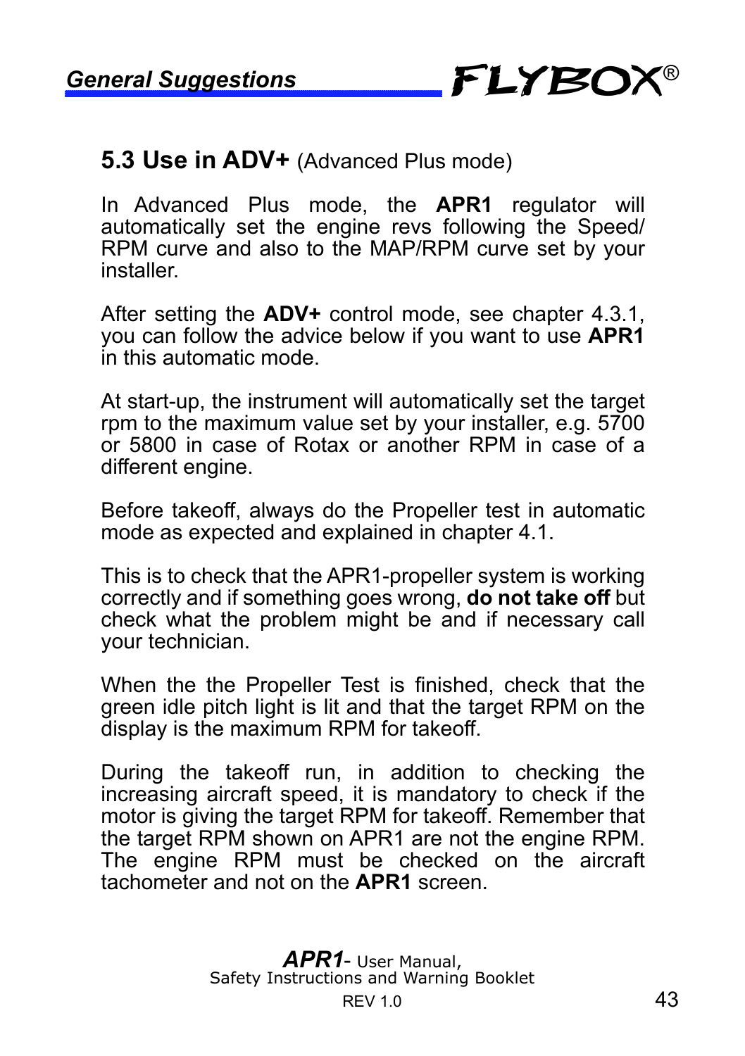## 5.3 Use in ADV+ (Advanced Plus mode)

In Advanced Plus mode, the **APR1** regulator will automatically set the engine revs following the Speed/ RPM curve and also to the MAP/RPM curve set by your installer.

After setting the **ADV+** control mode, see chapter 4.3.1, you can follow the advice below if you want to use **APR1** in this automatic mode.

At start-up, the instrument will automatically set the target rpm to the maximum value set by your installer, e.g. 5700 or 5800 in case of Rotax or another RPM in case of a different engine.

Before takeoff, always do the Propeller test in automatic mode as expected and explained in chapter 4.1.

This is to check that the APR1-propeller system is working correctly and if something goes wrong, **do not take off** but check what the problem might be and if necessary call your technician.

When the the Propeller Test is finished, check that the green idle pitch light is lit and that the target RPM on the display is the maximum RPM for takeoff.

During the takeoff run, in addition to checking the increasing aircraft speed, it is mandatory to check if the motor is giving the target RPM for takeoff. Remember that the target RPM shown on APR1 are not the engine RPM. The engine RPM must be checked on the aircraft tachometer and not on the **APR1** screen.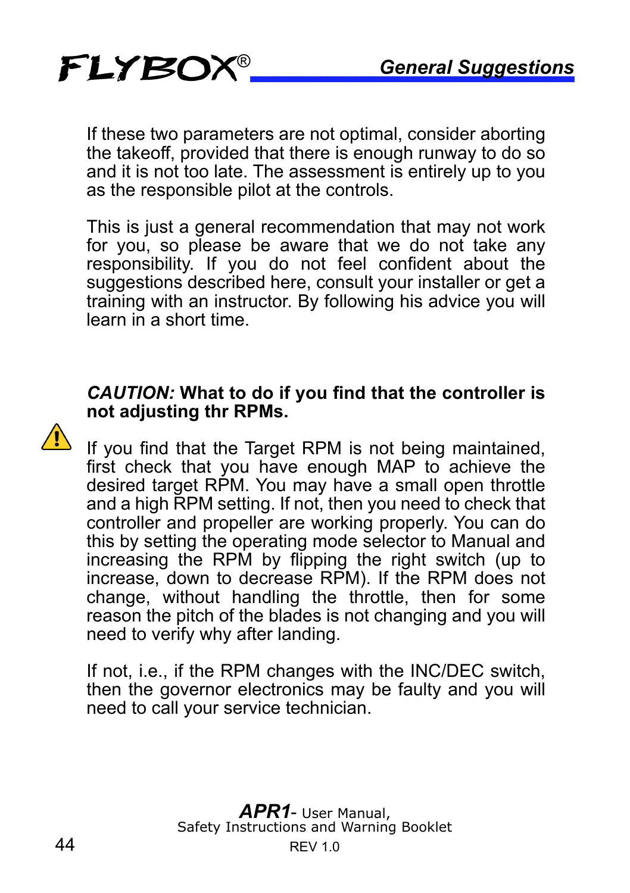If these two parameters are not optimal, consider aborting the takeoff, provided that there is enough runway to do so and it is not too late. The assessment is entirely up to you as the responsible pilot at the controls.

This is just a general recommendation that may not work for you, so please be aware that we do not take any responsibility. If you do not feel confident about the suggestions described here, consult your installer or get a training with an instructor. By following his advice you will learn in a short time.

***CAUTION:*** **What to do if you find that the controller is not adjusting thr RPMs.**

If you find that the Target RPM is not being maintained, first check that you have enough MAP to achieve the desired target RPM. You may have a small open throttle and a high RPM setting. If not, then you need to check that controller and propeller are working properly. You can do this by setting the operating mode selector to Manual and increasing the RPM by flipping the right switch (up to increase, down to decrease RPM). If the RPM does not change, without handling the throttle, then for some reason the pitch of the blades is not changing and you will need to verify why after landing.

If not, i.e., if the RPM changes with the INC/DEC switch, then the governor electronics may be faulty and you will need to call your service technician.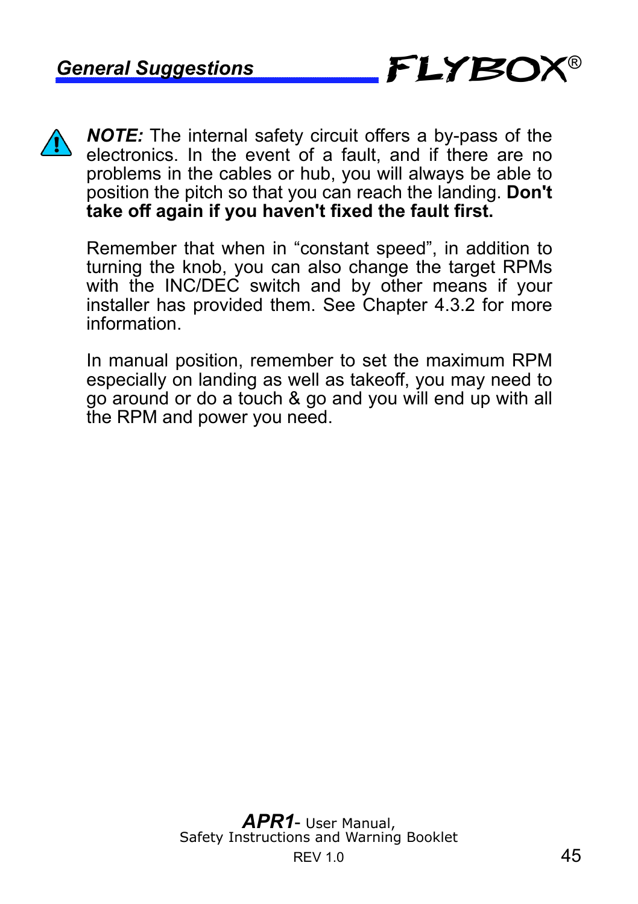⚠ ***NOTE:*** The internal safety circuit offers a by-pass of the electronics. In the event of a fault, and if there are no problems in the cables or hub, you will always be able to position the pitch so that you can reach the landing. **Don't take off again if you haven't fixed the fault first.**

Remember that when in “constant speed”, in addition to turning the knob, you can also change the target RPMs with the INC/DEC switch and by other means if your installer has provided them. See Chapter 4.3.2 for more information.

In manual position, remember to set the maximum RPM especially on landing as well as takeoff, you may need to go around or do a touch & go and you will end up with all the RPM and power you need.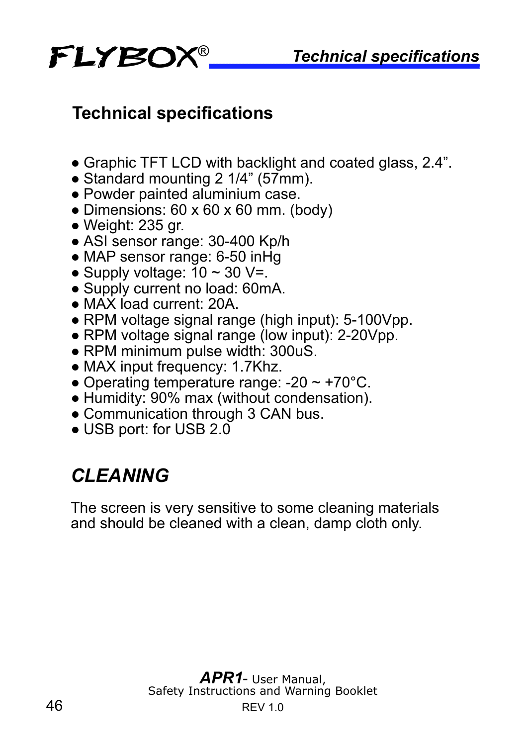## Technical specifications

- Graphic TFT LCD with backlight and coated glass, 2.4”.
- Standard mounting 2 1/4” (57mm).
- Powder painted aluminium case.
- Dimensions: 60 x 60 x 60 mm. (body)
- Weight: 235 gr.
- ASI sensor range: 30-400 Kp/h
- MAP sensor range: 6-50 inHg
- Supply voltage: 10 ~ 30 V=.
- Supply current no load: 60mA.
- MAX load current: 20A.
- RPM voltage signal range (high input): 5-100Vpp.
- RPM voltage signal range (low input): 2-20Vpp.
- RPM minimum pulse width: 300uS.
- MAX input frequency: 1.7Khz.
- Operating temperature range: -20 ~ +70°C.
- Humidity: 90% max (without condensation).
- Communication through 3 CAN bus.
- USB port: for USB 2.0

## *CLEANING*

The screen is very sensitive to some cleaning materials and should be cleaned with a clean, damp cloth only.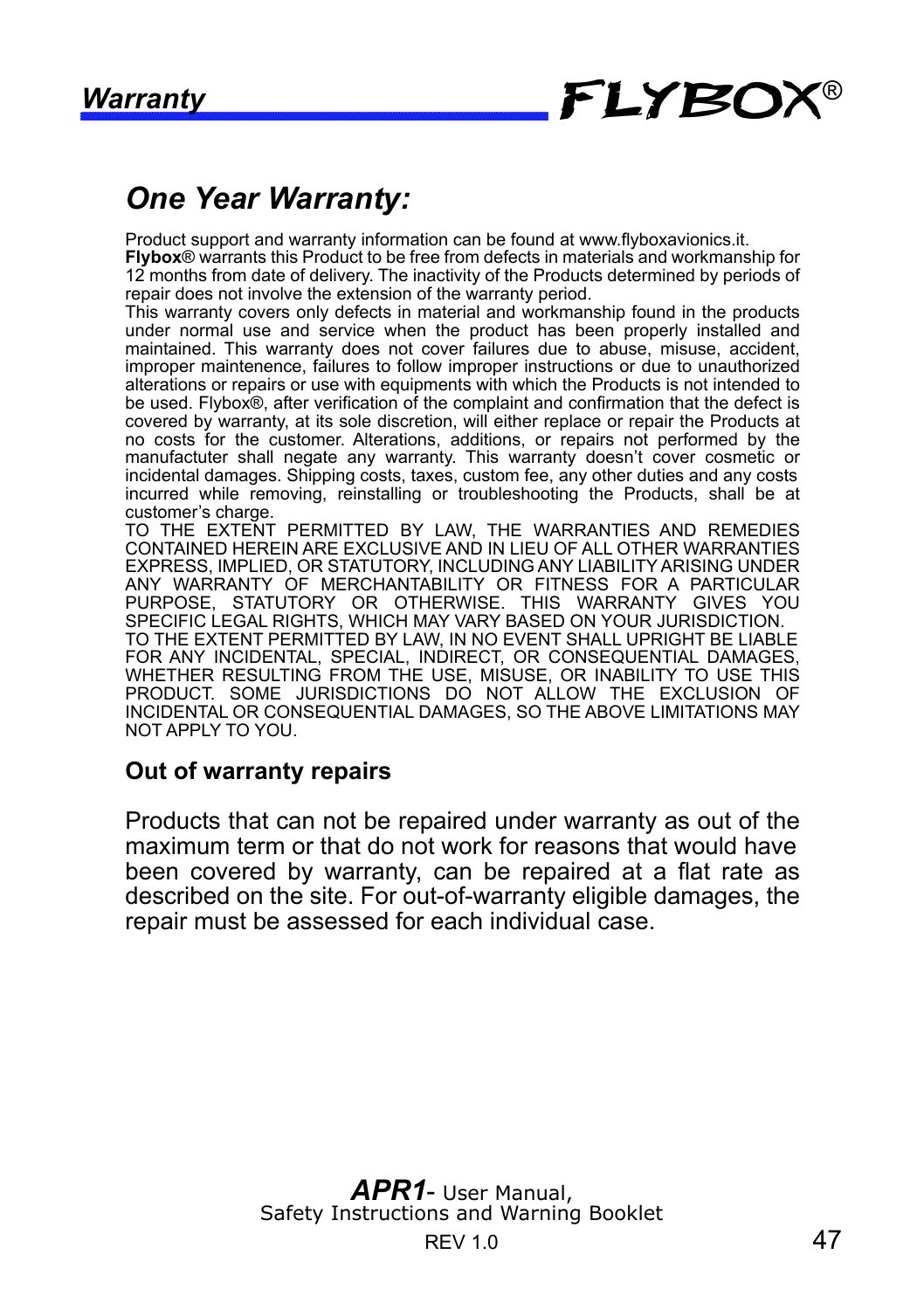# One Year Warranty:

Product support and warranty information can be found at www.flyboxavionics.it.
**Flybox**® warrants this Product to be free from defects in materials and workmanship for 12 months from date of delivery. The inactivity of the Products determined by periods of repair does not involve the extension of the warranty period.
This warranty covers only defects in material and workmanship found in the products under normal use and service when the product has been properly installed and maintained. This warranty does not cover failures due to abuse, misuse, accident, improper maintenence, failures to follow improper instructions or due to unauthorized alterations or repairs or use with equipments with which the Products is not intended to be used. Flybox®, after verification of the complaint and confirmation that the defect is covered by warranty, at its sole discretion, will either replace or repair the Products at no costs for the customer. Alterations, additions, or repairs not performed by the manufactuter shall negate any warranty. This warranty doesn't cover cosmetic or incidental damages. Shipping costs, taxes, custom fee, any other duties and any costs incurred while removing, reinstalling or troubleshooting the Products, shall be at customer's charge.
TO THE EXTENT PERMITTED BY LAW, THE WARRANTIES AND REMEDIES CONTAINED HEREIN ARE EXCLUSIVE AND IN LIEU OF ALL OTHER WARRANTIES EXPRESS, IMPLIED, OR STATUTORY, INCLUDING ANY LIABILITY ARISING UNDER ANY WARRANTY OF MERCHANTABILITY OR FITNESS FOR A PARTICULAR PURPOSE, STATUTORY OR OTHERWISE. THIS WARRANTY GIVES YOU SPECIFIC LEGAL RIGHTS, WHICH MAY VARY BASED ON YOUR JURISDICTION.
TO THE EXTENT PERMITTED BY LAW, IN NO EVENT SHALL UPRIGHT BE LIABLE FOR ANY INCIDENTAL, SPECIAL, INDIRECT, OR CONSEQUENTIAL DAMAGES, WHETHER RESULTING FROM THE USE, MISUSE, OR INABILITY TO USE THIS PRODUCT. SOME JURISDICTIONS DO NOT ALLOW THE EXCLUSION OF INCIDENTAL OR CONSEQUENTIAL DAMAGES, SO THE ABOVE LIMITATIONS MAY NOT APPLY TO YOU.

### Out of warranty repairs

Products that can not be repaired under warranty as out of the maximum term or that do not work for reasons that would have been covered by warranty, can be repaired at a flat rate as described on the site. For out-of-warranty eligible damages, the repair must be assessed for each individual case.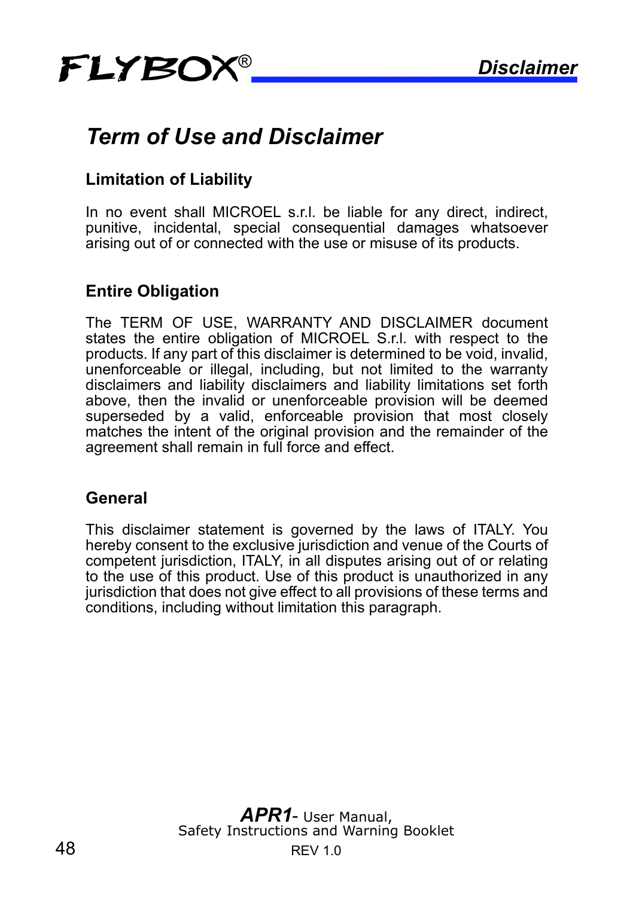# Term of Use and Disclaimer

## Limitation of Liability

In no event shall MICROEL s.r.l. be liable for any direct, indirect, punitive, incidental, special consequential damages whatsoever arising out of or connected with the use or misuse of its products.

## Entire Obligation

The TERM OF USE, WARRANTY AND DISCLAIMER document states the entire obligation of MICROEL S.r.l. with respect to the products. If any part of this disclaimer is determined to be void, invalid, unenforceable or illegal, including, but not limited to the warranty disclaimers and liability disclaimers and liability limitations set forth above, then the invalid or unenforceable provision will be deemed superseded by a valid, enforceable provision that most closely matches the intent of the original provision and the remainder of the agreement shall remain in full force and effect.

## General

This disclaimer statement is governed by the laws of ITALY. You hereby consent to the exclusive jurisdiction and venue of the Courts of competent jurisdiction, ITALY, in all disputes arising out of or relating to the use of this product. Use of this product is unauthorized in any jurisdiction that does not give effect to all provisions of these terms and conditions, including without limitation this paragraph.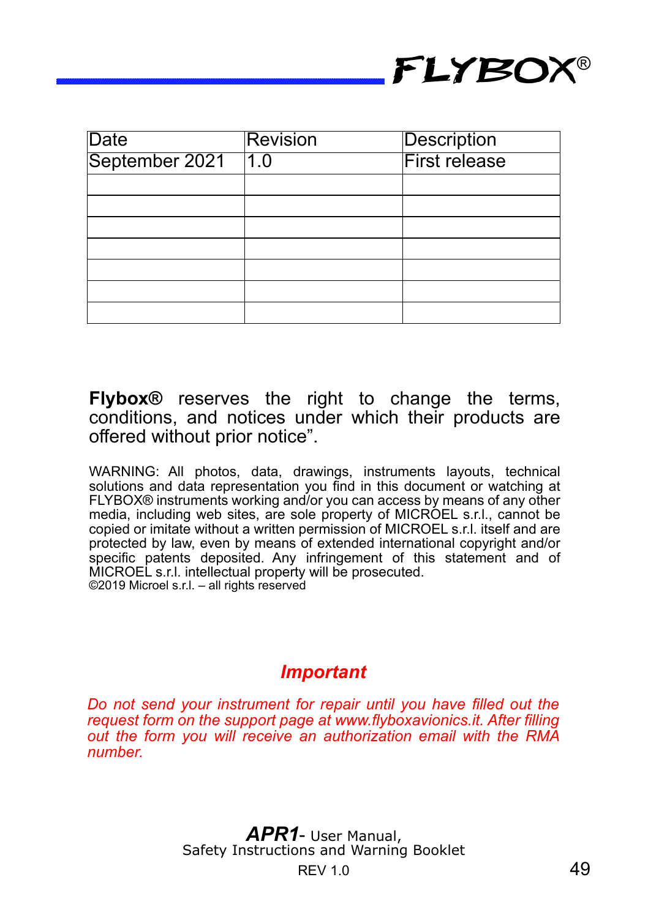| Date | Revision | Description |
|---|---|---|
| September 2021 | 1.0 | First release |
| | | |
| | | |
| | | |
| | | |
| | | |
| | | |
| | | |

**Flybox®** reserves the right to change the terms, conditions, and notices under which their products are offered without prior notice".

WARNING: All photos, data, drawings, instruments layouts, technical solutions and data representation you find in this document or watching at FLYBOX® instruments working and/or you can access by means of any other media, including web sites, are sole property of MICROEL s.r.l., cannot be copied or imitate without a written permission of MICROEL s.r.l. itself and are protected by law, even by means of extended international copyright and/or specific patents deposited. Any infringement of this statement and of MICROEL s.r.l. intellectual property will be prosecuted.
©2019 Microel s.r.l. – all rights reserved

***Important***

*Do not send your instrument for repair until you have filled out the request form on the support page at www.flyboxavionics.it. After filling out the form you will receive an authorization email with the RMA number.*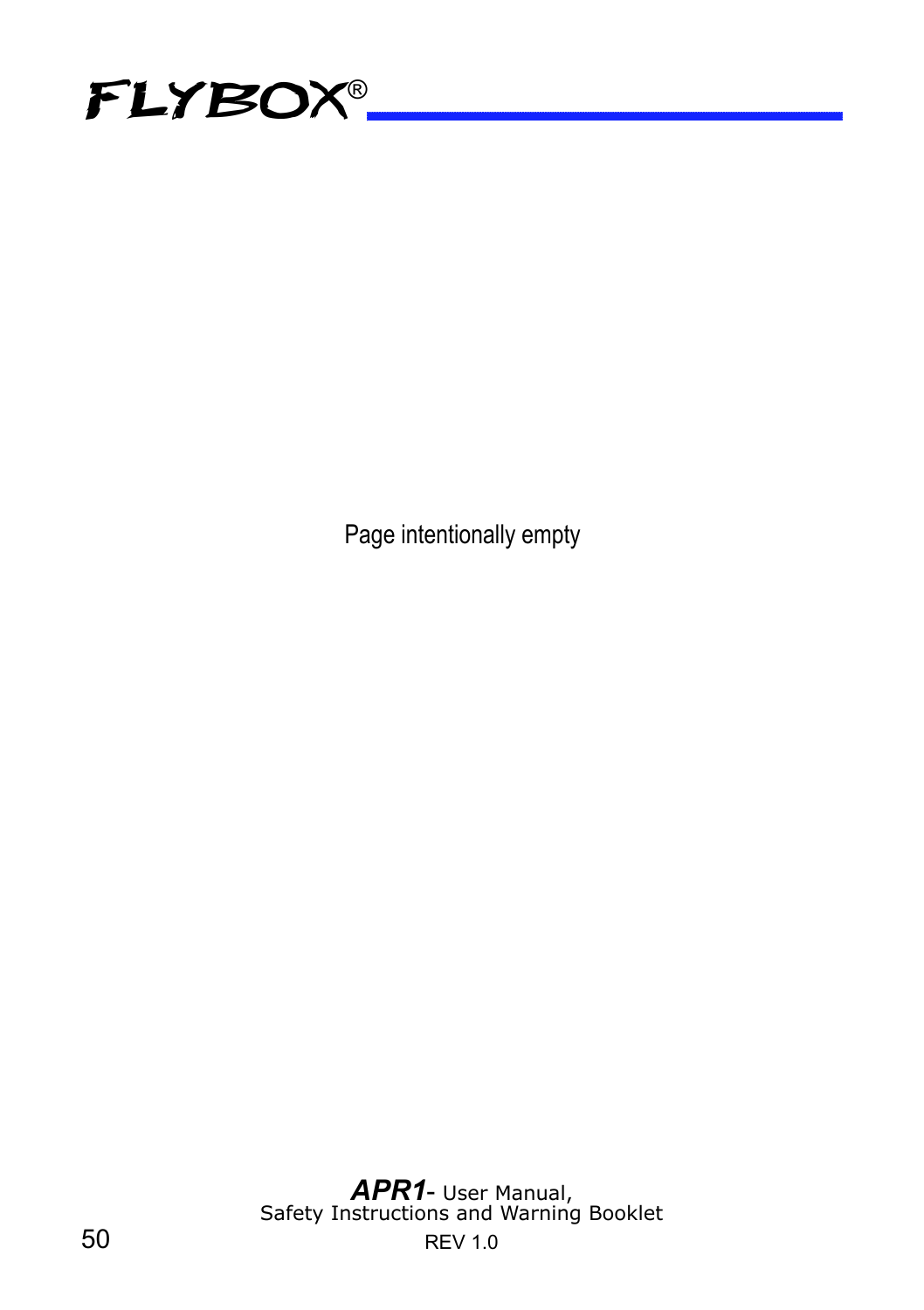Page intentionally empty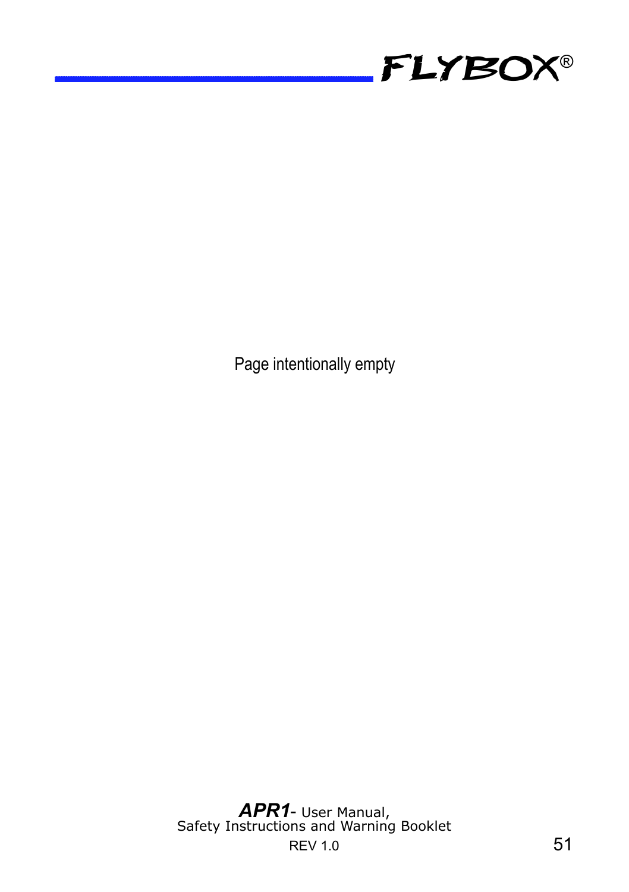Page intentionally empty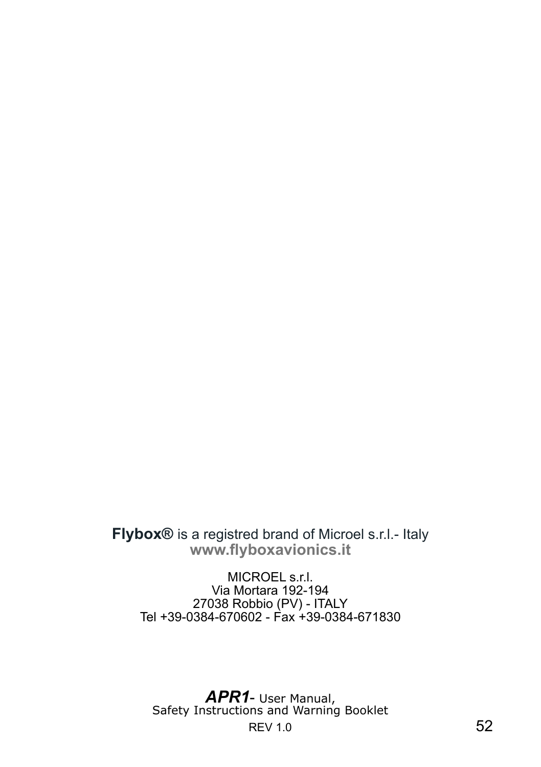**Flybox®** is a registred brand of Microel s.r.l.- Italy
**www.flyboxavionics.it**

MICROEL s.r.l.
Via Mortara 192-194
27038 Robbio (PV) - ITALY
Tel +39-0384-670602 - Fax +39-0384-671830

***APR1***- User Manual,
Safety Instructions and Warning Booklet
REV 1.0